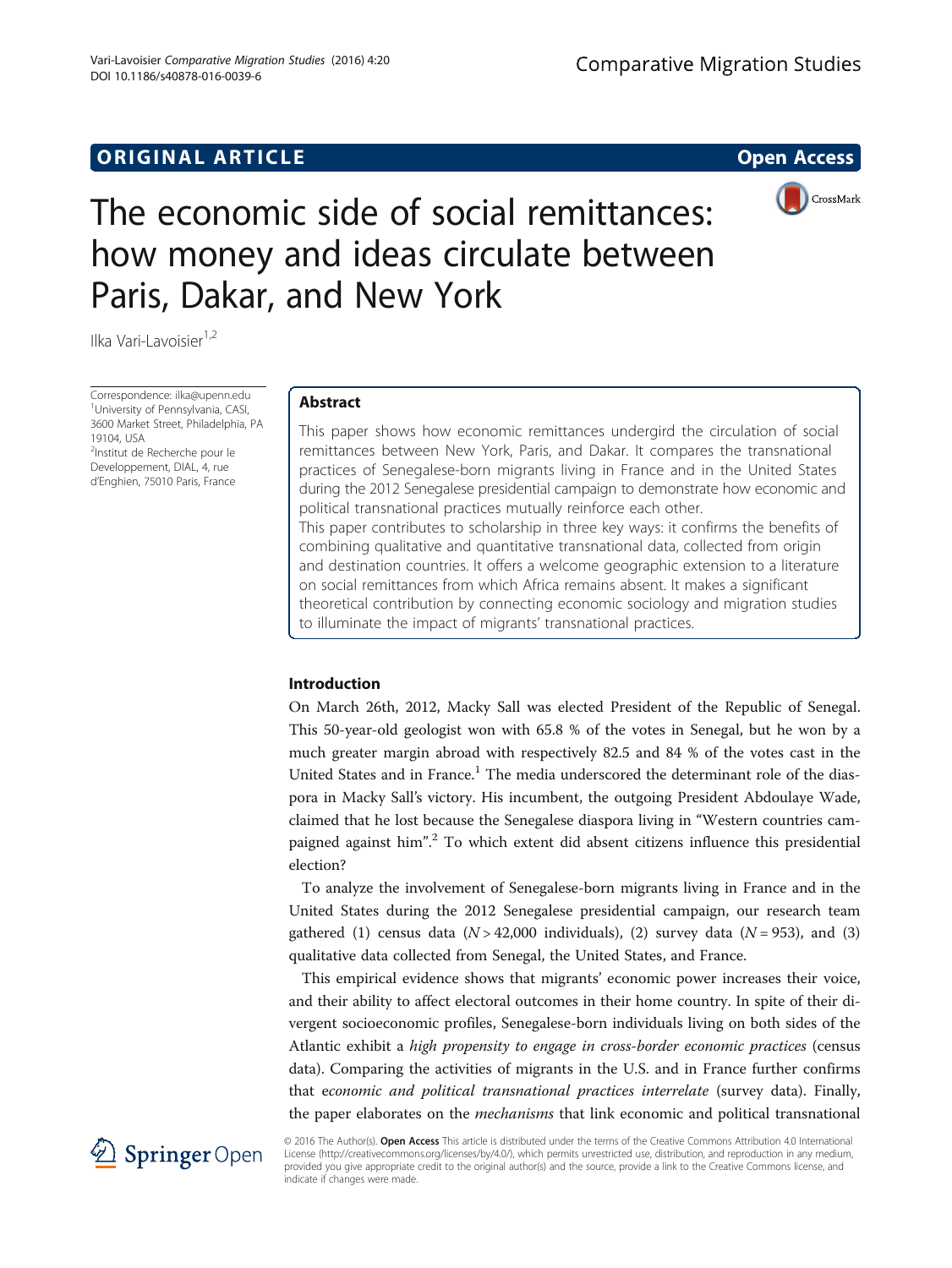ORIGINAL ARTICLE

Open Access

# The economic side of social remittances: how money and ideas circulate between Paris, Dakar, and New York

Ilka Vari-Lavoisier[1,2]

Correspondence: ilka@upenn.edu
[1]University of Pennsylvania, CASI, 3600 Market Street, Philadelphia, PA 19104, USA
[2]Institut de Recherche pour le Developpement, DIAL, 4, rue d'Enghien, 75010 Paris, France

## Abstract

This paper shows how economic remittances undergird the circulation of social remittances between New York, Paris, and Dakar. It compares the transnational practices of Senegalese-born migrants living in France and in the United States during the 2012 Senegalese presidential campaign to demonstrate how economic and political transnational practices mutually reinforce each other.

This paper contributes to scholarship in three key ways: it confirms the benefits of combining qualitative and quantitative transnational data, collected from origin and destination countries. It offers a welcome geographic extension to a literature on social remittances from which Africa remains absent. It makes a significant theoretical contribution by connecting economic sociology and migration studies to illuminate the impact of migrants' transnational practices.

## Introduction

On March 26th, 2012, Macky Sall was elected President of the Republic of Senegal. This 50-year-old geologist won with 65.8 % of the votes in Senegal, but he won by a much greater margin abroad with respectively 82.5 and 84 % of the votes cast in the United States and in France.[1] The media underscored the determinant role of the diaspora in Macky Sall's victory. His incumbent, the outgoing President Abdoulaye Wade, claimed that he lost because the Senegalese diaspora living in "Western countries campaigned against him".[2] To which extent did absent citizens influence this presidential election?

To analyze the involvement of Senegalese-born migrants living in France and in the United States during the 2012 Senegalese presidential campaign, our research team gathered (1) census data ($N > 42{,}000$ individuals), (2) survey data ($N = 953$), and (3) qualitative data collected from Senegal, the United States, and France.

This empirical evidence shows that migrants' economic power increases their voice, and their ability to affect electoral outcomes in their home country. In spite of their divergent socioeconomic profiles, Senegalese-born individuals living on both sides of the Atlantic exhibit a *high propensity to engage in cross-border economic practices* (census data). Comparing the activities of migrants in the U.S. and in France further confirms that *economic and political transnational practices interrelate* (survey data). Finally, the paper elaborates on the *mechanisms* that link economic and political transnational

© 2016 The Author(s). **Open Access** This article is distributed under the terms of the Creative Commons Attribution 4.0 International License (http://creativecommons.org/licenses/by/4.0/), which permits unrestricted use, distribution, and reproduction in any medium, provided you give appropriate credit to the original author(s) and the source, provide a link to the Creative Commons license, and indicate if changes were made.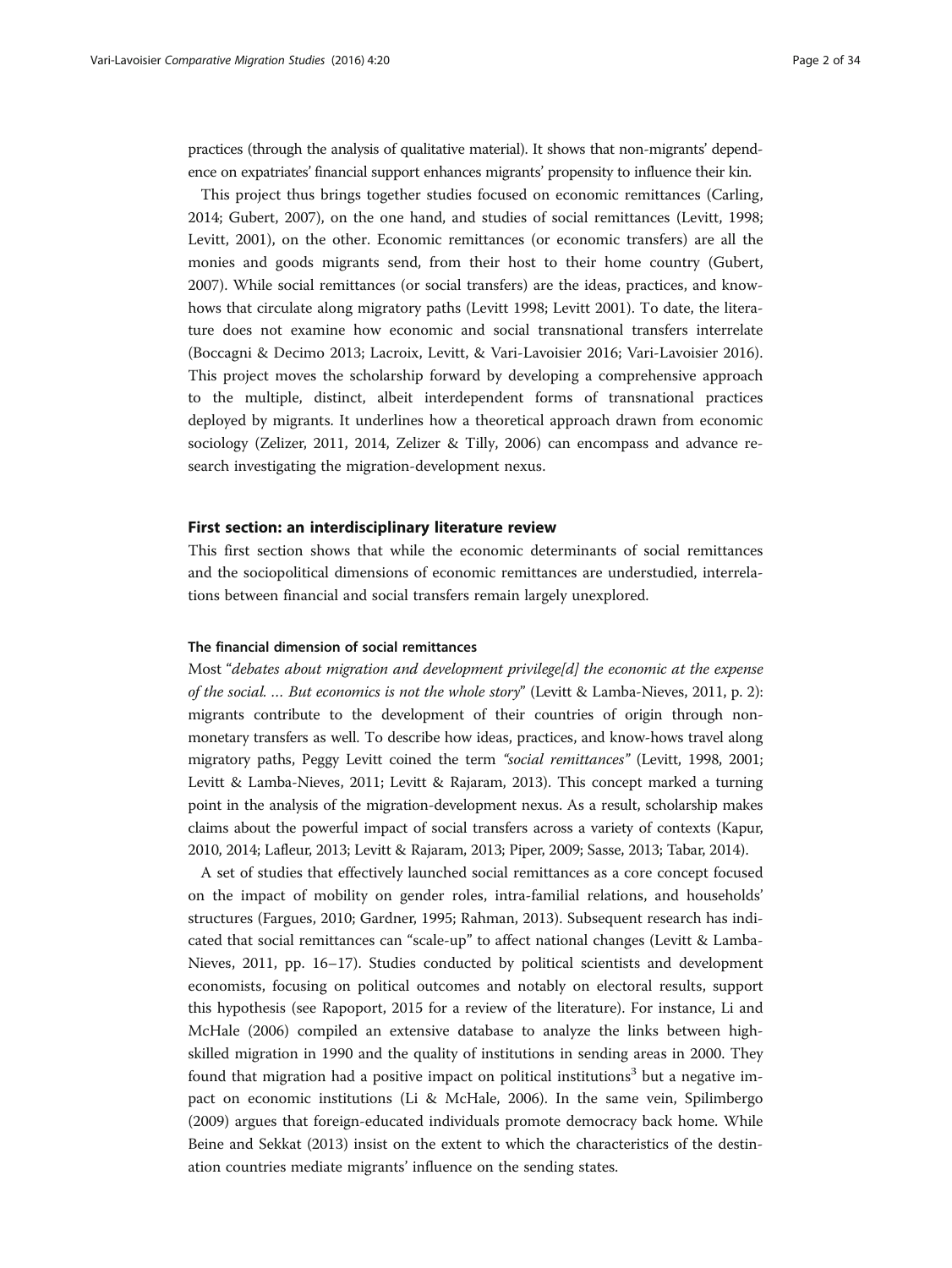practices (through the analysis of qualitative material). It shows that non-migrants' dependence on expatriates' financial support enhances migrants' propensity to influence their kin.

This project thus brings together studies focused on economic remittances (Carling, 2014; Gubert, 2007), on the one hand, and studies of social remittances (Levitt, 1998; Levitt, 2001), on the other. Economic remittances (or economic transfers) are all the monies and goods migrants send, from their host to their home country (Gubert, 2007). While social remittances (or social transfers) are the ideas, practices, and know-hows that circulate along migratory paths (Levitt 1998; Levitt 2001). To date, the literature does not examine how economic and social transnational transfers interrelate (Boccagni & Decimo 2013; Lacroix, Levitt, & Vari-Lavoisier 2016; Vari-Lavoisier 2016). This project moves the scholarship forward by developing a comprehensive approach to the multiple, distinct, albeit interdependent forms of transnational practices deployed by migrants. It underlines how a theoretical approach drawn from economic sociology (Zelizer, 2011, 2014, Zelizer & Tilly, 2006) can encompass and advance research investigating the migration-development nexus.

## First section: an interdisciplinary literature review

This first section shows that while the economic determinants of social remittances and the sociopolitical dimensions of economic remittances are understudied, interrelations between financial and social transfers remain largely unexplored.

### The financial dimension of social remittances

Most "*debates about migration and development privilege[d] the economic at the expense of the social. … But economics is not the whole story*" (Levitt & Lamba-Nieves, 2011, p. 2): migrants contribute to the development of their countries of origin through non-monetary transfers as well. To describe how ideas, practices, and know-hows travel along migratory paths, Peggy Levitt coined the term *"social remittances"* (Levitt, 1998, 2001; Levitt & Lamba-Nieves, 2011; Levitt & Rajaram, 2013). This concept marked a turning point in the analysis of the migration-development nexus. As a result, scholarship makes claims about the powerful impact of social transfers across a variety of contexts (Kapur, 2010, 2014; Lafleur, 2013; Levitt & Rajaram, 2013; Piper, 2009; Sasse, 2013; Tabar, 2014).

A set of studies that effectively launched social remittances as a core concept focused on the impact of mobility on gender roles, intra-familial relations, and households' structures (Fargues, 2010; Gardner, 1995; Rahman, 2013). Subsequent research has indicated that social remittances can "scale-up" to affect national changes (Levitt & Lamba-Nieves, 2011, pp. 16–17). Studies conducted by political scientists and development economists, focusing on political outcomes and notably on electoral results, support this hypothesis (see Rapoport, 2015 for a review of the literature). For instance, Li and McHale (2006) compiled an extensive database to analyze the links between high-skilled migration in 1990 and the quality of institutions in sending areas in 2000. They found that migration had a positive impact on political institutions[3] but a negative impact on economic institutions (Li & McHale, 2006). In the same vein, Spilimbergo (2009) argues that foreign-educated individuals promote democracy back home. While Beine and Sekkat (2013) insist on the extent to which the characteristics of the destination countries mediate migrants' influence on the sending states.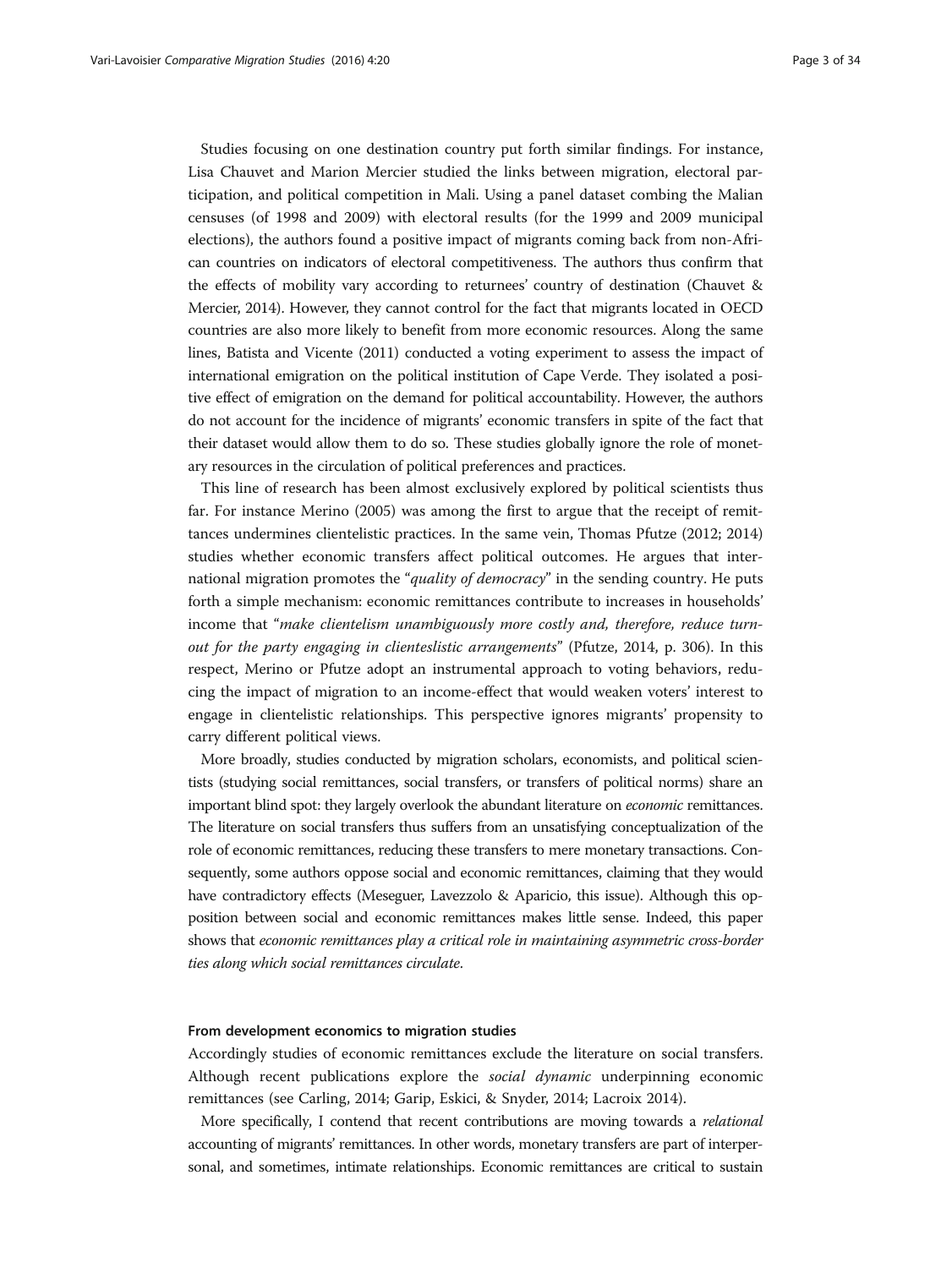Studies focusing on one destination country put forth similar findings. For instance, Lisa Chauvet and Marion Mercier studied the links between migration, electoral participation, and political competition in Mali. Using a panel dataset combing the Malian censuses (of 1998 and 2009) with electoral results (for the 1999 and 2009 municipal elections), the authors found a positive impact of migrants coming back from non-African countries on indicators of electoral competitiveness. The authors thus confirm that the effects of mobility vary according to returnees' country of destination (Chauvet & Mercier, 2014). However, they cannot control for the fact that migrants located in OECD countries are also more likely to benefit from more economic resources. Along the same lines, Batista and Vicente (2011) conducted a voting experiment to assess the impact of international emigration on the political institution of Cape Verde. They isolated a positive effect of emigration on the demand for political accountability. However, the authors do not account for the incidence of migrants' economic transfers in spite of the fact that their dataset would allow them to do so. These studies globally ignore the role of monetary resources in the circulation of political preferences and practices.

This line of research has been almost exclusively explored by political scientists thus far. For instance Merino (2005) was among the first to argue that the receipt of remittances undermines clientelistic practices. In the same vein, Thomas Pfutze (2012; 2014) studies whether economic transfers affect political outcomes. He argues that international migration promotes the "*quality of democracy*" in the sending country. He puts forth a simple mechanism: economic remittances contribute to increases in households' income that "*make clientelism unambiguously more costly and, therefore, reduce turnout for the party engaging in clienteslistic arrangements*" (Pfutze, 2014, p. 306). In this respect, Merino or Pfutze adopt an instrumental approach to voting behaviors, reducing the impact of migration to an income-effect that would weaken voters' interest to engage in clientelistic relationships. This perspective ignores migrants' propensity to carry different political views.

More broadly, studies conducted by migration scholars, economists, and political scientists (studying social remittances, social transfers, or transfers of political norms) share an important blind spot: they largely overlook the abundant literature on *economic* remittances. The literature on social transfers thus suffers from an unsatisfying conceptualization of the role of economic remittances, reducing these transfers to mere monetary transactions. Consequently, some authors oppose social and economic remittances, claiming that they would have contradictory effects (Meseguer, Lavezzolo & Aparicio, this issue). Although this opposition between social and economic remittances makes little sense. Indeed, this paper shows that *economic remittances play a critical role in maintaining asymmetric cross-border ties along which social remittances circulate.*

#### From development economics to migration studies

Accordingly studies of economic remittances exclude the literature on social transfers. Although recent publications explore the *social dynamic* underpinning economic remittances (see Carling, 2014; Garip, Eskici, & Snyder, 2014; Lacroix 2014).

More specifically, I contend that recent contributions are moving towards a *relational* accounting of migrants' remittances. In other words, monetary transfers are part of interpersonal, and sometimes, intimate relationships. Economic remittances are critical to sustain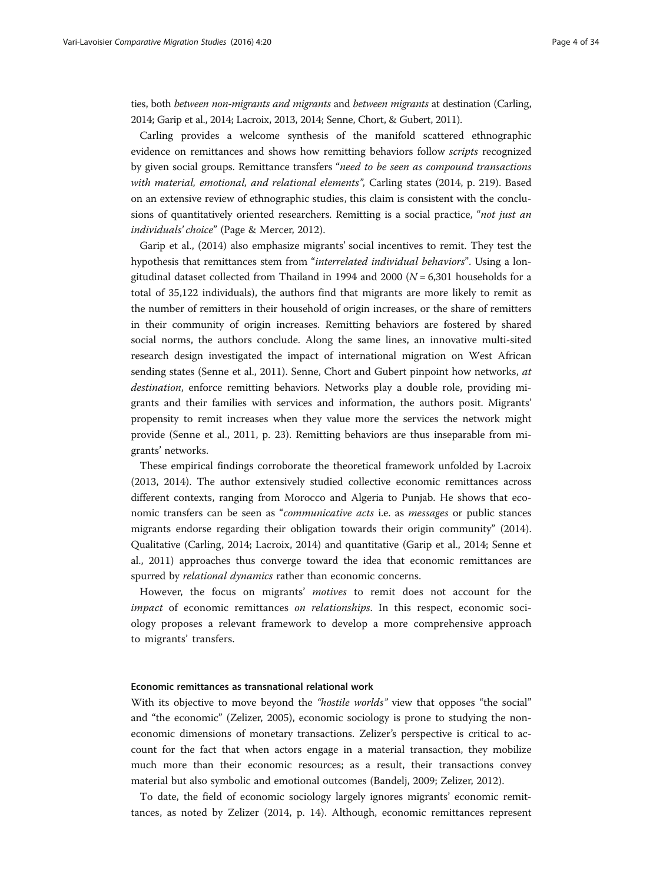ties, both *between non-migrants and migrants* and *between migrants* at destination (Carling, 2014; Garip et al., 2014; Lacroix, 2013, 2014; Senne, Chort, & Gubert, 2011).

Carling provides a welcome synthesis of the manifold scattered ethnographic evidence on remittances and shows how remitting behaviors follow *scripts* recognized by given social groups. Remittance transfers "*need to be seen as compound transactions with material, emotional, and relational elements",* Carling states (2014, p. 219). Based on an extensive review of ethnographic studies, this claim is consistent with the conclusions of quantitatively oriented researchers. Remitting is a social practice, "*not just an individuals' choice*" (Page & Mercer, 2012).

Garip et al., (2014) also emphasize migrants' social incentives to remit. They test the hypothesis that remittances stem from "*interrelated individual behaviors*". Using a longitudinal dataset collected from Thailand in 1994 and 2000 ($N = 6{,}301$ households for a total of 35,122 individuals), the authors find that migrants are more likely to remit as the number of remitters in their household of origin increases, or the share of remitters in their community of origin increases. Remitting behaviors are fostered by shared social norms, the authors conclude. Along the same lines, an innovative multi-sited research design investigated the impact of international migration on West African sending states (Senne et al., 2011). Senne, Chort and Gubert pinpoint how networks, *at destination*, enforce remitting behaviors. Networks play a double role, providing migrants and their families with services and information, the authors posit. Migrants' propensity to remit increases when they value more the services the network might provide (Senne et al., 2011, p. 23). Remitting behaviors are thus inseparable from migrants' networks.

These empirical findings corroborate the theoretical framework unfolded by Lacroix (2013, 2014). The author extensively studied collective economic remittances across different contexts, ranging from Morocco and Algeria to Punjab. He shows that economic transfers can be seen as "*communicative acts* i.e. as *messages* or public stances migrants endorse regarding their obligation towards their origin community" (2014). Qualitative (Carling, 2014; Lacroix, 2014) and quantitative (Garip et al., 2014; Senne et al., 2011) approaches thus converge toward the idea that economic remittances are spurred by *relational dynamics* rather than economic concerns.

However, the focus on migrants' *motives* to remit does not account for the *impact* of economic remittances *on relationships.* In this respect, economic sociology proposes a relevant framework to develop a more comprehensive approach to migrants' transfers.

#### Economic remittances as transnational relational work

With its objective to move beyond the *"hostile worlds"* view that opposes "the social" and "the economic" (Zelizer, 2005), economic sociology is prone to studying the non-economic dimensions of monetary transactions. Zelizer's perspective is critical to account for the fact that when actors engage in a material transaction, they mobilize much more than their economic resources; as a result, their transactions convey material but also symbolic and emotional outcomes (Bandelj, 2009; Zelizer, 2012).

To date, the field of economic sociology largely ignores migrants' economic remittances, as noted by Zelizer (2014, p. 14). Although, economic remittances represent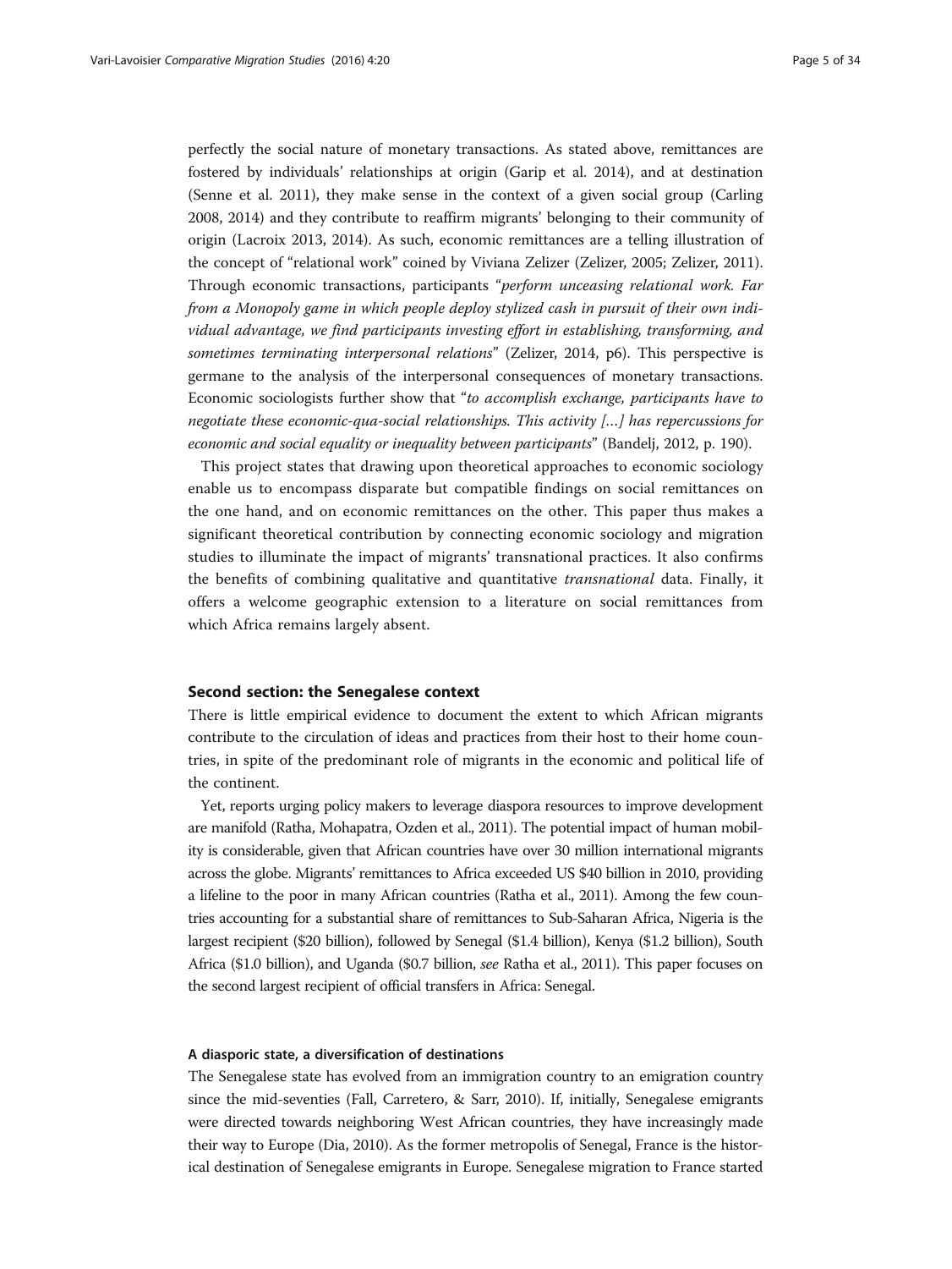perfectly the social nature of monetary transactions. As stated above, remittances are fostered by individuals' relationships at origin (Garip et al. 2014), and at destination (Senne et al. 2011), they make sense in the context of a given social group (Carling 2008, 2014) and they contribute to reaffirm migrants' belonging to their community of origin (Lacroix 2013, 2014). As such, economic remittances are a telling illustration of the concept of "relational work" coined by Viviana Zelizer (Zelizer, 2005; Zelizer, 2011). Through economic transactions, participants "*perform unceasing relational work. Far from a Monopoly game in which people deploy stylized cash in pursuit of their own individual advantage, we find participants investing effort in establishing, transforming, and sometimes terminating interpersonal relations*" (Zelizer, 2014, p6). This perspective is germane to the analysis of the interpersonal consequences of monetary transactions. Economic sociologists further show that "*to accomplish exchange, participants have to negotiate these economic-qua-social relationships. This activity […] has repercussions for economic and social equality or inequality between participants*" (Bandelj, 2012, p. 190).

This project states that drawing upon theoretical approaches to economic sociology enable us to encompass disparate but compatible findings on social remittances on the one hand, and on economic remittances on the other. This paper thus makes a significant theoretical contribution by connecting economic sociology and migration studies to illuminate the impact of migrants' transnational practices. It also confirms the benefits of combining qualitative and quantitative *transnational* data. Finally, it offers a welcome geographic extension to a literature on social remittances from which Africa remains largely absent.

## Second section: the Senegalese context

There is little empirical evidence to document the extent to which African migrants contribute to the circulation of ideas and practices from their host to their home countries, in spite of the predominant role of migrants in the economic and political life of the continent.

Yet, reports urging policy makers to leverage diaspora resources to improve development are manifold (Ratha, Mohapatra, Ozden et al., 2011). The potential impact of human mobility is considerable, given that African countries have over 30 million international migrants across the globe. Migrants' remittances to Africa exceeded US $40 billion in 2010, providing a lifeline to the poor in many African countries (Ratha et al., 2011). Among the few countries accounting for a substantial share of remittances to Sub-Saharan Africa, Nigeria is the largest recipient ($20 billion), followed by Senegal ($1.4 billion), Kenya ($1.2 billion), South Africa ($1.0 billion), and Uganda ($0.7 billion, *see* Ratha et al., 2011). This paper focuses on the second largest recipient of official transfers in Africa: Senegal.

### A diasporic state, a diversification of destinations

The Senegalese state has evolved from an immigration country to an emigration country since the mid-seventies (Fall, Carretero, & Sarr, 2010). If, initially, Senegalese emigrants were directed towards neighboring West African countries, they have increasingly made their way to Europe (Dia, 2010). As the former metropolis of Senegal, France is the historical destination of Senegalese emigrants in Europe. Senegalese migration to France started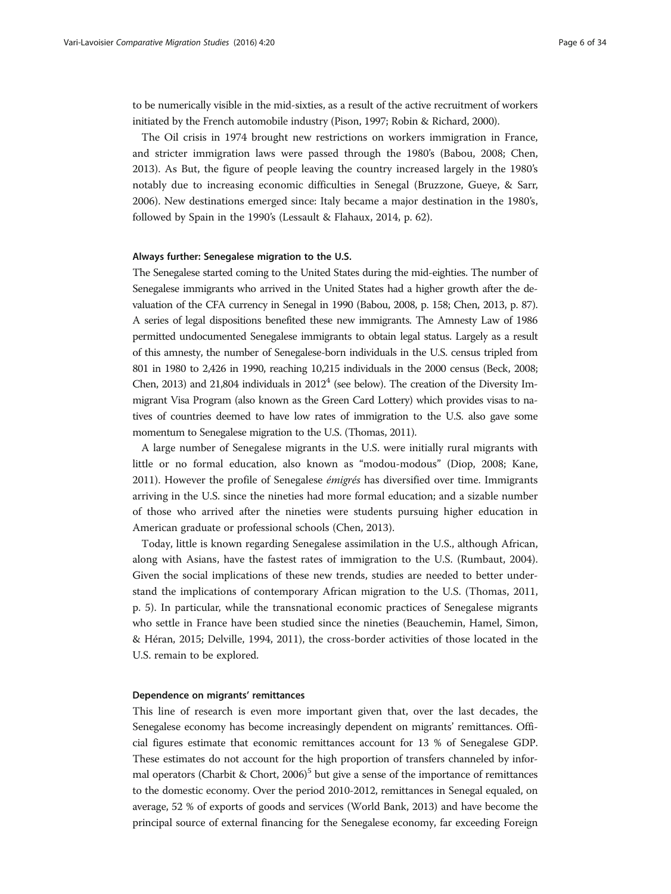to be numerically visible in the mid-sixties, as a result of the active recruitment of workers initiated by the French automobile industry (Pison, 1997; Robin & Richard, 2000).

The Oil crisis in 1974 brought new restrictions on workers immigration in France, and stricter immigration laws were passed through the 1980's (Babou, 2008; Chen, 2013). As But, the figure of people leaving the country increased largely in the 1980's notably due to increasing economic difficulties in Senegal (Bruzzone, Gueye, & Sarr, 2006). New destinations emerged since: Italy became a major destination in the 1980's, followed by Spain in the 1990's (Lessault & Flahaux, 2014, p. 62).

### Always further: Senegalese migration to the U.S.

The Senegalese started coming to the United States during the mid-eighties. The number of Senegalese immigrants who arrived in the United States had a higher growth after the devaluation of the CFA currency in Senegal in 1990 (Babou, 2008, p. 158; Chen, 2013, p. 87). A series of legal dispositions benefited these new immigrants. The Amnesty Law of 1986 permitted undocumented Senegalese immigrants to obtain legal status. Largely as a result of this amnesty, the number of Senegalese-born individuals in the U.S. census tripled from 801 in 1980 to 2,426 in 1990, reaching 10,215 individuals in the 2000 census (Beck, 2008; Chen, 2013) and 21,804 individuals in 2012[4] (see below). The creation of the Diversity Immigrant Visa Program (also known as the Green Card Lottery) which provides visas to natives of countries deemed to have low rates of immigration to the U.S. also gave some momentum to Senegalese migration to the U.S. (Thomas, 2011).

A large number of Senegalese migrants in the U.S. were initially rural migrants with little or no formal education, also known as "modou-modous" (Diop, 2008; Kane, 2011). However the profile of Senegalese *émigrés* has diversified over time. Immigrants arriving in the U.S. since the nineties had more formal education; and a sizable number of those who arrived after the nineties were students pursuing higher education in American graduate or professional schools (Chen, 2013).

Today, little is known regarding Senegalese assimilation in the U.S., although African, along with Asians, have the fastest rates of immigration to the U.S. (Rumbaut, 2004). Given the social implications of these new trends, studies are needed to better understand the implications of contemporary African migration to the U.S. (Thomas, 2011, p. 5). In particular, while the transnational economic practices of Senegalese migrants who settle in France have been studied since the nineties (Beauchemin, Hamel, Simon, & Héran, 2015; Delville, 1994, 2011), the cross-border activities of those located in the U.S. remain to be explored.

### Dependence on migrants' remittances

This line of research is even more important given that, over the last decades, the Senegalese economy has become increasingly dependent on migrants' remittances. Official figures estimate that economic remittances account for 13 % of Senegalese GDP. These estimates do not account for the high proportion of transfers channeled by informal operators (Charbit & Chort, 2006)[5] but give a sense of the importance of remittances to the domestic economy. Over the period 2010-2012, remittances in Senegal equaled, on average, 52 % of exports of goods and services (World Bank, 2013) and have become the principal source of external financing for the Senegalese economy, far exceeding Foreign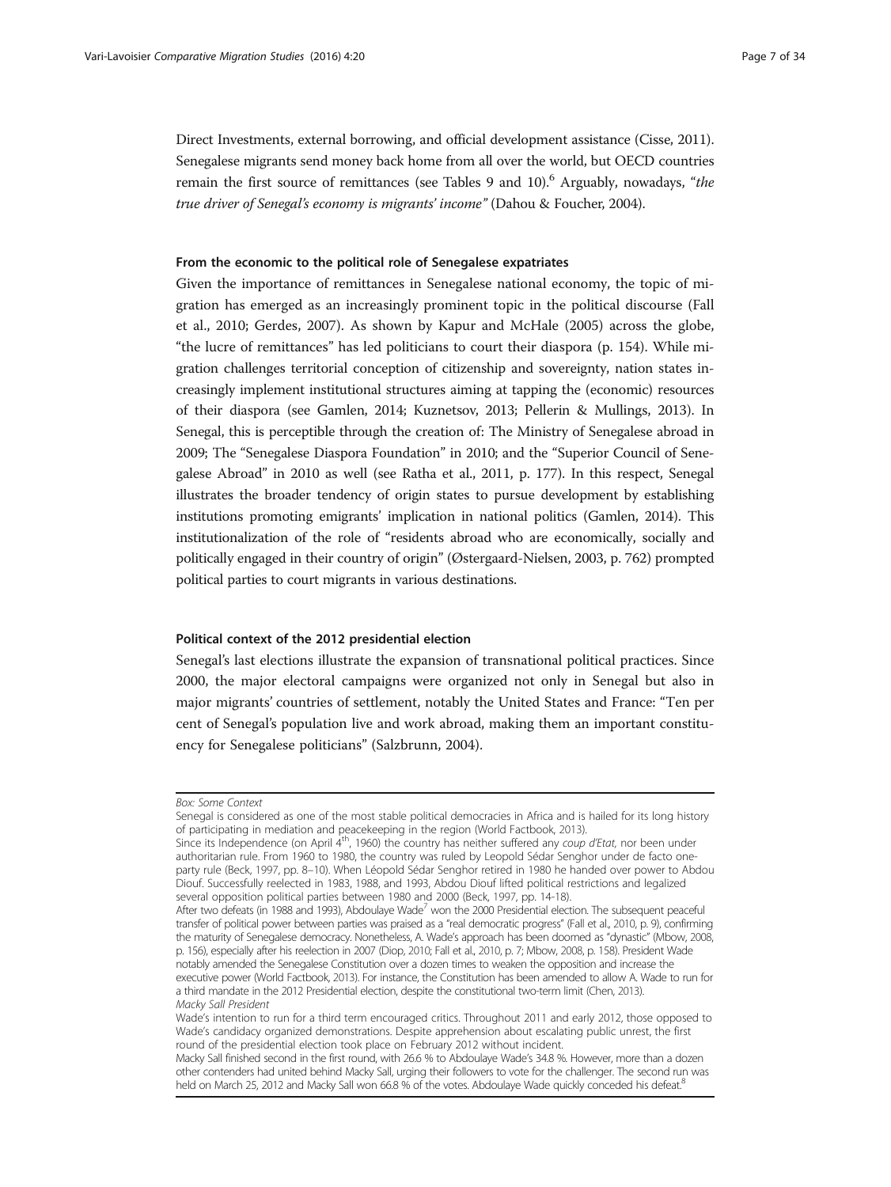Direct Investments, external borrowing, and official development assistance (Cisse, 2011). Senegalese migrants send money back home from all over the world, but OECD countries remain the first source of remittances (see Tables 9 and 10).[6] Arguably, nowadays, "*the true driver of Senegal's economy is migrants' income*" (Dahou & Foucher, 2004).

#### From the economic to the political role of Senegalese expatriates

Given the importance of remittances in Senegalese national economy, the topic of migration has emerged as an increasingly prominent topic in the political discourse (Fall et al., 2010; Gerdes, 2007). As shown by Kapur and McHale (2005) across the globe, "the lucre of remittances" has led politicians to court their diaspora (p. 154). While migration challenges territorial conception of citizenship and sovereignty, nation states increasingly implement institutional structures aiming at tapping the (economic) resources of their diaspora (see Gamlen, 2014; Kuznetsov, 2013; Pellerin & Mullings, 2013). In Senegal, this is perceptible through the creation of: The Ministry of Senegalese abroad in 2009; The "Senegalese Diaspora Foundation" in 2010; and the "Superior Council of Senegalese Abroad" in 2010 as well (see Ratha et al., 2011, p. 177). In this respect, Senegal illustrates the broader tendency of origin states to pursue development by establishing institutions promoting emigrants' implication in national politics (Gamlen, 2014). This institutionalization of the role of "residents abroad who are economically, socially and politically engaged in their country of origin" (Østergaard-Nielsen, 2003, p. 762) prompted political parties to court migrants in various destinations.

#### Political context of the 2012 presidential election

Senegal's last elections illustrate the expansion of transnational political practices. Since 2000, the major electoral campaigns were organized not only in Senegal but also in major migrants' countries of settlement, notably the United States and France: "Ten per cent of Senegal's population live and work abroad, making them an important constituency for Senegalese politicians" (Salzbrunn, 2004).

*Box: Some Context*

Senegal is considered as one of the most stable political democracies in Africa and is hailed for its long history of participating in mediation and peacekeeping in the region (World Factbook, 2013).

Since its Independence (on April 4th, 1960) the country has neither suffered any *coup d'Etat,* nor been under authoritarian rule. From 1960 to 1980, the country was ruled by Leopold Sédar Senghor under de facto one-party rule (Beck, 1997, pp. 8–10). When Léopold Sédar Senghor retired in 1980 he handed over power to Abdou Diouf. Successfully reelected in 1983, 1988, and 1993, Abdou Diouf lifted political restrictions and legalized several opposition political parties between 1980 and 2000 (Beck, 1997, pp. 14-18).

After two defeats (in 1988 and 1993), Abdoulaye Wade[7] won the 2000 Presidential election. The subsequent peaceful transfer of political power between parties was praised as a "real democratic progress" (Fall et al., 2010, p. 9), confirming the maturity of Senegalese democracy. Nonetheless, A. Wade's approach has been doomed as "dynastic" (Mbow, 2008, p. 156), especially after his reelection in 2007 (Diop, 2010; Fall et al., 2010, p. 7; Mbow, 2008, p. 158). President Wade notably amended the Senegalese Constitution over a dozen times to weaken the opposition and increase the executive power (World Factbook, 2013). For instance, the Constitution has been amended to allow A. Wade to run for a third mandate in the 2012 Presidential election, despite the constitutional two-term limit (Chen, 2013).

*Macky Sall President*

Wade's intention to run for a third term encouraged critics. Throughout 2011 and early 2012, those opposed to Wade's candidacy organized demonstrations. Despite apprehension about escalating public unrest, the first round of the presidential election took place on February 2012 without incident.

Macky Sall finished second in the first round, with 26.6 % to Abdoulaye Wade's 34.8 %. However, more than a dozen other contenders had united behind Macky Sall, urging their followers to vote for the challenger. The second run was held on March 25, 2012 and Macky Sall won 66.8 % of the votes. Abdoulaye Wade quickly conceded his defeat.[8]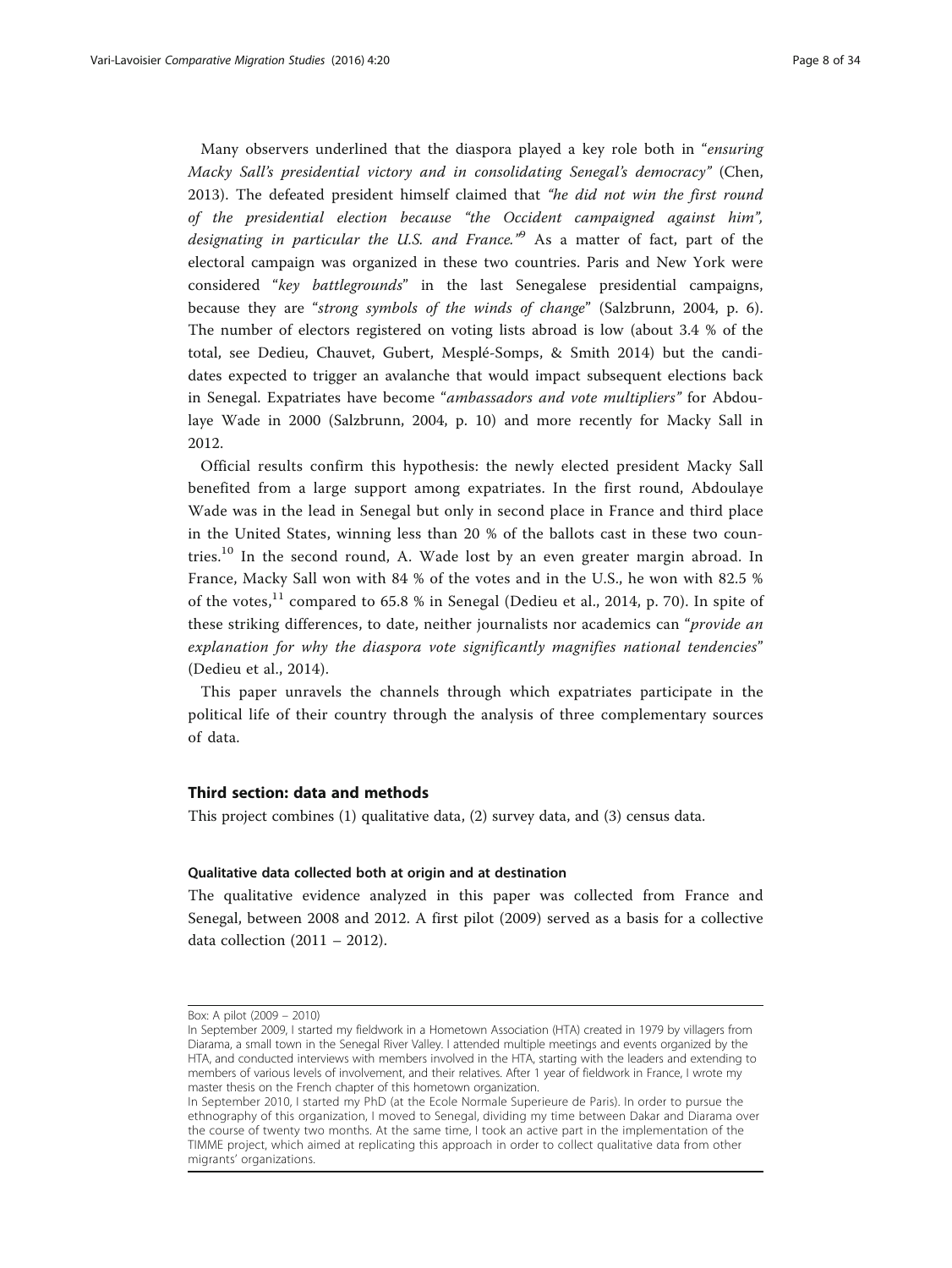Many observers underlined that the diaspora played a key role both in "*ensuring Macky Sall's presidential victory and in consolidating Senegal's democracy*" (Chen, 2013). The defeated president himself claimed that *"he did not win the first round of the presidential election because "the Occident campaigned against him", designating in particular the U.S. and France."*[9] As a matter of fact, part of the electoral campaign was organized in these two countries. Paris and New York were considered "*key battlegrounds*" in the last Senegalese presidential campaigns, because they are "*strong symbols of the winds of change*" (Salzbrunn, 2004, p. 6). The number of electors registered on voting lists abroad is low (about 3.4 % of the total, see Dedieu, Chauvet, Gubert, Mesplé-Somps, & Smith 2014) but the candidates expected to trigger an avalanche that would impact subsequent elections back in Senegal. Expatriates have become "*ambassadors and vote multipliers"* for Abdoulaye Wade in 2000 (Salzbrunn, 2004, p. 10) and more recently for Macky Sall in 2012.

Official results confirm this hypothesis: the newly elected president Macky Sall benefited from a large support among expatriates. In the first round, Abdoulaye Wade was in the lead in Senegal but only in second place in France and third place in the United States, winning less than 20 % of the ballots cast in these two countries.[10] In the second round, A. Wade lost by an even greater margin abroad. In France, Macky Sall won with 84 % of the votes and in the U.S., he won with 82.5 % of the votes,[11] compared to 65.8 % in Senegal (Dedieu et al., 2014, p. 70). In spite of these striking differences, to date, neither journalists nor academics can "*provide an explanation for why the diaspora vote significantly magnifies national tendencies*" (Dedieu et al., 2014).

This paper unravels the channels through which expatriates participate in the political life of their country through the analysis of three complementary sources of data.

## Third section: data and methods

This project combines (1) qualitative data, (2) survey data, and (3) census data.

### Qualitative data collected both at origin and at destination

The qualitative evidence analyzed in this paper was collected from France and Senegal, between 2008 and 2012. A first pilot (2009) served as a basis for a collective data collection (2011 – 2012).

---

Box: A pilot (2009 – 2010)

In September 2009, I started my fieldwork in a Hometown Association (HTA) created in 1979 by villagers from Diarama, a small town in the Senegal River Valley. I attended multiple meetings and events organized by the HTA, and conducted interviews with members involved in the HTA, starting with the leaders and extending to members of various levels of involvement, and their relatives. After 1 year of fieldwork in France, I wrote my master thesis on the French chapter of this hometown organization.

In September 2010, I started my PhD (at the Ecole Normale Superieure de Paris). In order to pursue the ethnography of this organization, I moved to Senegal, dividing my time between Dakar and Diarama over the course of twenty two months. At the same time, I took an active part in the implementation of the TIMME project, which aimed at replicating this approach in order to collect qualitative data from other migrants' organizations.

---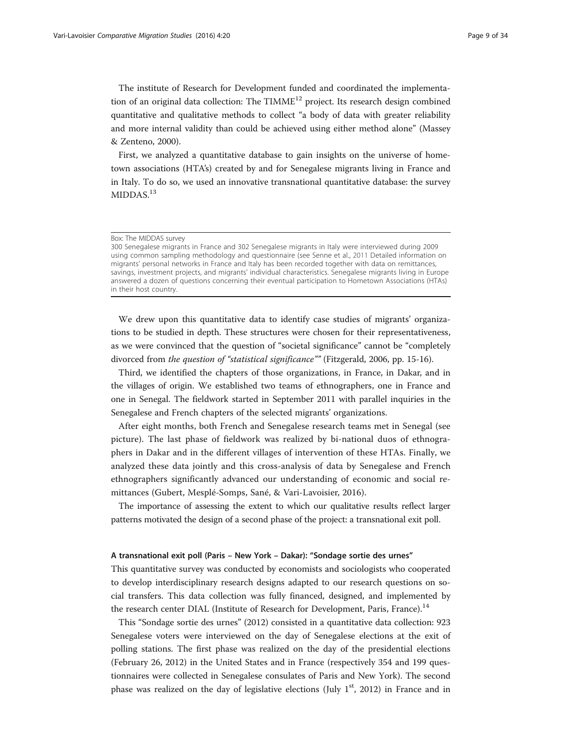The institute of Research for Development funded and coordinated the implementation of an original data collection: The TIMME[12] project. Its research design combined quantitative and qualitative methods to collect "a body of data with greater reliability and more internal validity than could be achieved using either method alone" (Massey & Zenteno, 2000).

First, we analyzed a quantitative database to gain insights on the universe of hometown associations (HTA's) created by and for Senegalese migrants living in France and in Italy. To do so, we used an innovative transnational quantitative database: the survey MIDDAS.[13]

---

Box: The MIDDAS survey

300 Senegalese migrants in France and 302 Senegalese migrants in Italy were interviewed during 2009 using common sampling methodology and questionnaire (see Senne et al., 2011 Detailed information on migrants' personal networks in France and Italy has been recorded together with data on remittances, savings, investment projects, and migrants' individual characteristics. Senegalese migrants living in Europe answered a dozen of questions concerning their eventual participation to Hometown Associations (HTAs) in their host country.

---

We drew upon this quantitative data to identify case studies of migrants' organizations to be studied in depth. These structures were chosen for their representativeness, as we were convinced that the question of "societal significance" cannot be "completely divorced from *the question of "statistical significance""* (Fitzgerald, 2006, pp. 15-16).

Third, we identified the chapters of those organizations, in France, in Dakar, and in the villages of origin. We established two teams of ethnographers, one in France and one in Senegal. The fieldwork started in September 2011 with parallel inquiries in the Senegalese and French chapters of the selected migrants' organizations.

After eight months, both French and Senegalese research teams met in Senegal (see picture). The last phase of fieldwork was realized by bi-national duos of ethnographers in Dakar and in the different villages of intervention of these HTAs. Finally, we analyzed these data jointly and this cross-analysis of data by Senegalese and French ethnographers significantly advanced our understanding of economic and social remittances (Gubert, Mesplé-Somps, Sané, & Vari-Lavoisier, 2016).

The importance of assessing the extent to which our qualitative results reflect larger patterns motivated the design of a second phase of the project: a transnational exit poll.

#### A transnational exit poll (Paris – New York – Dakar): "Sondage sortie des urnes"

This quantitative survey was conducted by economists and sociologists who cooperated to develop interdisciplinary research designs adapted to our research questions on social transfers. This data collection was fully financed, designed, and implemented by the research center DIAL (Institute of Research for Development, Paris, France).[14]

This "Sondage sortie des urnes" (2012) consisted in a quantitative data collection: 923 Senegalese voters were interviewed on the day of Senegalese elections at the exit of polling stations. The first phase was realized on the day of the presidential elections (February 26, 2012) in the United States and in France (respectively 354 and 199 questionnaires were collected in Senegalese consulates of Paris and New York). The second phase was realized on the day of legislative elections (July 1st, 2012) in France and in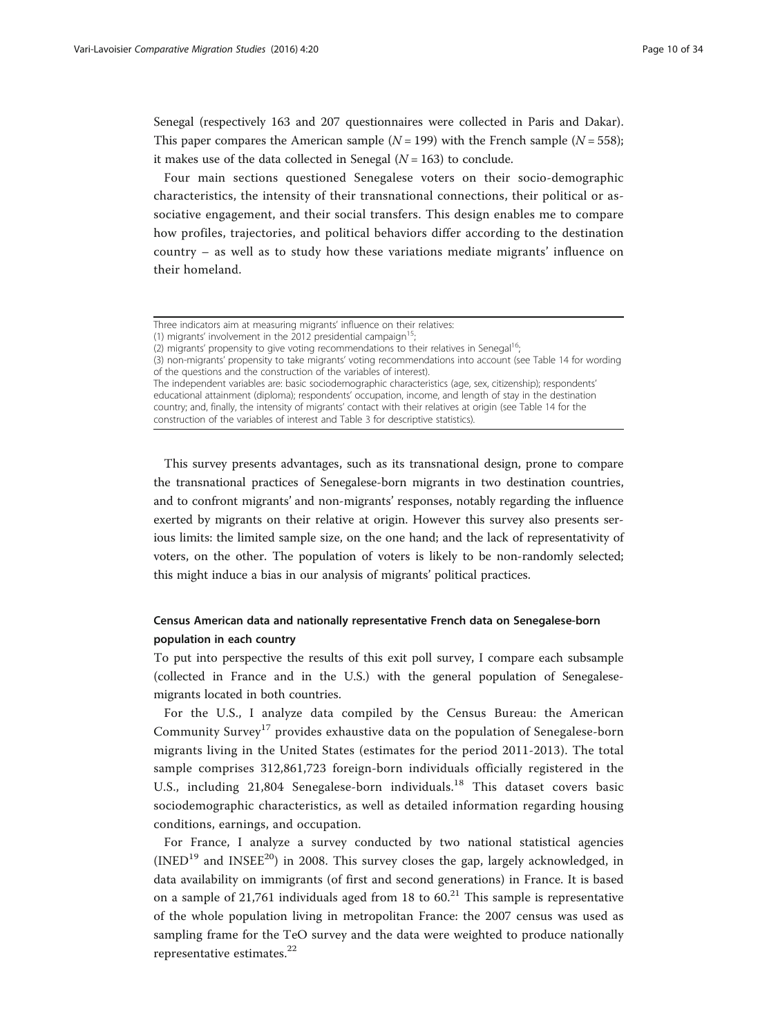Senegal (respectively 163 and 207 questionnaires were collected in Paris and Dakar). This paper compares the American sample ($N = 199$) with the French sample ($N = 558$); it makes use of the data collected in Senegal ($N = 163$) to conclude.

Four main sections questioned Senegalese voters on their socio-demographic characteristics, the intensity of their transnational connections, their political or associative engagement, and their social transfers. This design enables me to compare how profiles, trajectories, and political behaviors differ according to the destination country – as well as to study how these variations mediate migrants' influence on their homeland.

---

Three indicators aim at measuring migrants' influence on their relatives:
(1) migrants' involvement in the 2012 presidential campaign[15];
(2) migrants' propensity to give voting recommendations to their relatives in Senegal[16];
(3) non-migrants' propensity to take migrants' voting recommendations into account (see Table 14 for wording of the questions and the construction of the variables of interest).
The independent variables are: basic sociodemographic characteristics (age, sex, citizenship); respondents' educational attainment (diploma); respondents' occupation, income, and length of stay in the destination country; and, finally, the intensity of migrants' contact with their relatives at origin (see Table 14 for the construction of the variables of interest and Table 3 for descriptive statistics).

---

This survey presents advantages, such as its transnational design, prone to compare the transnational practices of Senegalese-born migrants in two destination countries, and to confront migrants' and non-migrants' responses, notably regarding the influence exerted by migrants on their relative at origin. However this survey also presents serious limits: the limited sample size, on the one hand; and the lack of representativity of voters, on the other. The population of voters is likely to be non-randomly selected; this might induce a bias in our analysis of migrants' political practices.

### Census American data and nationally representative French data on Senegalese-born population in each country

To put into perspective the results of this exit poll survey, I compare each subsample (collected in France and in the U.S.) with the general population of Senegalese-migrants located in both countries.

For the U.S., I analyze data compiled by the Census Bureau: the American Community Survey[17] provides exhaustive data on the population of Senegalese-born migrants living in the United States (estimates for the period 2011-2013). The total sample comprises 312,861,723 foreign-born individuals officially registered in the U.S., including 21,804 Senegalese-born individuals.[18] This dataset covers basic sociodemographic characteristics, as well as detailed information regarding housing conditions, earnings, and occupation.

For France, I analyze a survey conducted by two national statistical agencies (INED[19] and INSEE[20]) in 2008. This survey closes the gap, largely acknowledged, in data availability on immigrants (of first and second generations) in France. It is based on a sample of 21,761 individuals aged from 18 to 60.[21] This sample is representative of the whole population living in metropolitan France: the 2007 census was used as sampling frame for the TeO survey and the data were weighted to produce nationally representative estimates.[22]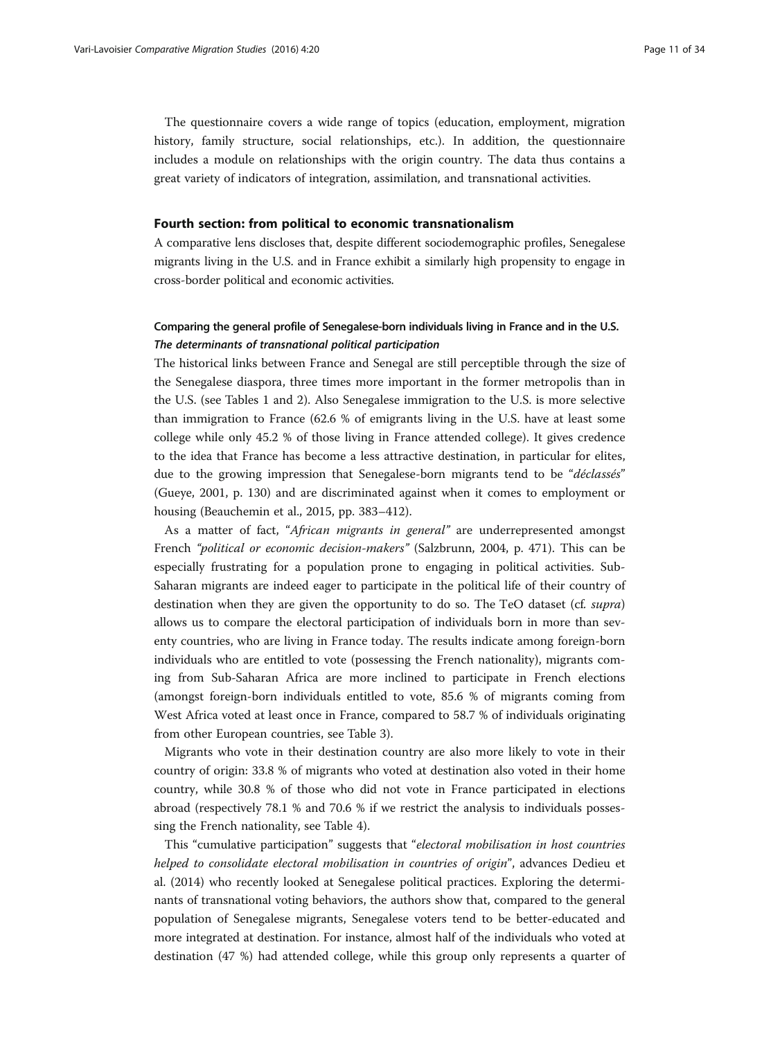The questionnaire covers a wide range of topics (education, employment, migration history, family structure, social relationships, etc.). In addition, the questionnaire includes a module on relationships with the origin country. The data thus contains a great variety of indicators of integration, assimilation, and transnational activities.

## Fourth section: from political to economic transnationalism

A comparative lens discloses that, despite different sociodemographic profiles, Senegalese migrants living in the U.S. and in France exhibit a similarly high propensity to engage in cross-border political and economic activities.

### Comparing the general profile of Senegalese-born individuals living in France and in the U.S.

#### *The determinants of transnational political participation*

The historical links between France and Senegal are still perceptible through the size of the Senegalese diaspora, three times more important in the former metropolis than in the U.S. (see Tables 1 and 2). Also Senegalese immigration to the U.S. is more selective than immigration to France (62.6 % of emigrants living in the U.S. have at least some college while only 45.2 % of those living in France attended college). It gives credence to the idea that France has become a less attractive destination, in particular for elites, due to the growing impression that Senegalese-born migrants tend to be "*déclassés*" (Gueye, 2001, p. 130) and are discriminated against when it comes to employment or housing (Beauchemin et al., 2015, pp. 383–412).

As a matter of fact, "*African migrants in general*" are underrepresented amongst French *"political or economic decision-makers"* (Salzbrunn, 2004, p. 471). This can be especially frustrating for a population prone to engaging in political activities. Sub-Saharan migrants are indeed eager to participate in the political life of their country of destination when they are given the opportunity to do so. The TeO dataset (cf. *supra*) allows us to compare the electoral participation of individuals born in more than seventy countries, who are living in France today. The results indicate among foreign-born individuals who are entitled to vote (possessing the French nationality), migrants coming from Sub-Saharan Africa are more inclined to participate in French elections (amongst foreign-born individuals entitled to vote, 85.6 % of migrants coming from West Africa voted at least once in France, compared to 58.7 % of individuals originating from other European countries, see Table 3).

Migrants who vote in their destination country are also more likely to vote in their country of origin: 33.8 % of migrants who voted at destination also voted in their home country, while 30.8 % of those who did not vote in France participated in elections abroad (respectively 78.1 % and 70.6 % if we restrict the analysis to individuals possessing the French nationality, see Table 4).

This "cumulative participation" suggests that "*electoral mobilisation in host countries helped to consolidate electoral mobilisation in countries of origin*", advances Dedieu et al. (2014) who recently looked at Senegalese political practices. Exploring the determinants of transnational voting behaviors, the authors show that, compared to the general population of Senegalese migrants, Senegalese voters tend to be better-educated and more integrated at destination. For instance, almost half of the individuals who voted at destination (47 %) had attended college, while this group only represents a quarter of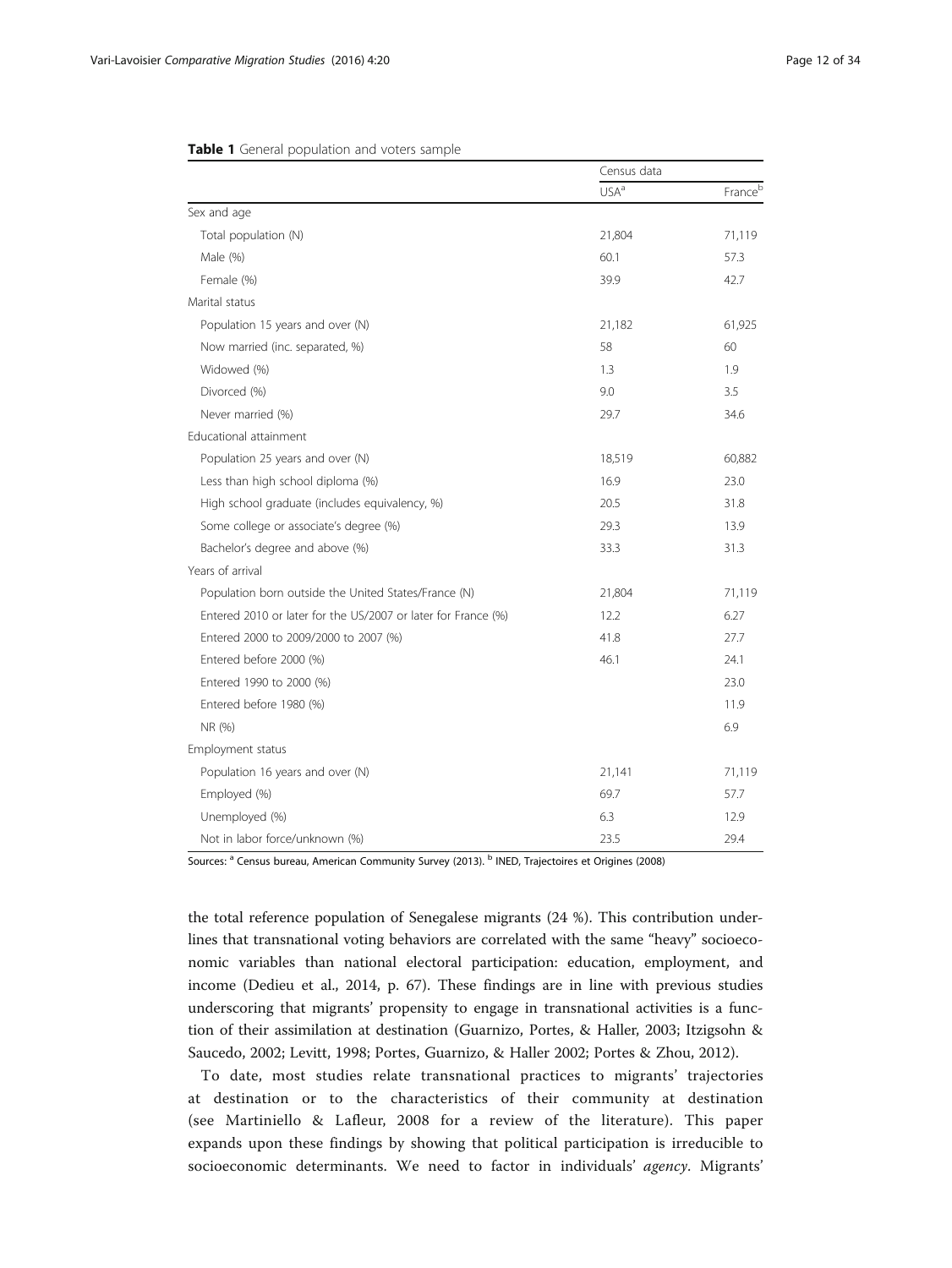**Table 1** General population and voters sample

| | Census data | |
|---|---|---|
| | USA[a] | France[b] |
| Sex and age | | |
| Total population (N) | 21,804 | 71,119 |
| Male (%) | 60.1 | 57.3 |
| Female (%) | 39.9 | 42.7 |
| Marital status | | |
| Population 15 years and over (N) | 21,182 | 61,925 |
| Now married (inc. separated, %) | 58 | 60 |
| Widowed (%) | 1.3 | 1.9 |
| Divorced (%) | 9.0 | 3.5 |
| Never married (%) | 29.7 | 34.6 |
| Educational attainment | | |
| Population 25 years and over (N) | 18,519 | 60,882 |
| Less than high school diploma (%) | 16.9 | 23.0 |
| High school graduate (includes equivalency, %) | 20.5 | 31.8 |
| Some college or associate's degree (%) | 29.3 | 13.9 |
| Bachelor's degree and above (%) | 33.3 | 31.3 |
| Years of arrival | | |
| Population born outside the United States/France (N) | 21,804 | 71,119 |
| Entered 2010 or later for the US/2007 or later for France (%) | 12.2 | 6.27 |
| Entered 2000 to 2009/2000 to 2007 (%) | 41.8 | 27.7 |
| Entered before 2000 (%) | 46.1 | 24.1 |
| Entered 1990 to 2000 (%) | | 23.0 |
| Entered before 1980 (%) | | 11.9 |
| NR (%) | | 6.9 |
| Employment status | | |
| Population 16 years and over (N) | 21,141 | 71,119 |
| Employed (%) | 69.7 | 57.7 |
| Unemployed (%) | 6.3 | 12.9 |
| Not in labor force/unknown (%) | 23.5 | 29.4 |

Sources: [a] Census bureau, American Community Survey (2013). [b] INED, Trajectoires et Origines (2008)

the total reference population of Senegalese migrants (24 %). This contribution underlines that transnational voting behaviors are correlated with the same "heavy" socioeconomic variables than national electoral participation: education, employment, and income (Dedieu et al., 2014, p. 67). These findings are in line with previous studies underscoring that migrants' propensity to engage in transnational activities is a function of their assimilation at destination (Guarnizo, Portes, & Haller, 2003; Itzigsohn & Saucedo, 2002; Levitt, 1998; Portes, Guarnizo, & Haller 2002; Portes & Zhou, 2012).

To date, most studies relate transnational practices to migrants' trajectories at destination or to the characteristics of their community at destination (see Martiniello & Lafleur, 2008 for a review of the literature). This paper expands upon these findings by showing that political participation is irreducible to socioeconomic determinants. We need to factor in individuals' *agency*. Migrants'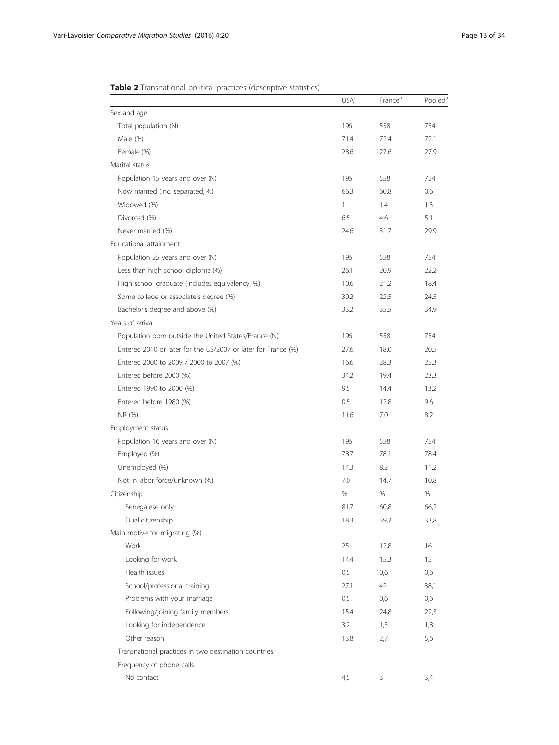**Table 2** Transnational political practices (descriptive statistics)

| | USA[a] | France[a] | Pooled[a] |
|---|---|---|---|
| Sex and age | | | |
| Total population (N) | 196 | 558 | 754 |
| Male (%) | 71.4 | 72.4 | 72.1 |
| Female (%) | 28.6 | 27.6 | 27.9 |
| Marital status | | | |
| Population 15 years and over (N) | 196 | 558 | 754 |
| Now married (inc. separated, %) | 66.3 | 60.8 | 0.6 |
| Widowed (%) | 1 | 1.4 | 1.3 |
| Divorced (%) | 6.5 | 4.6 | 5.1 |
| Never married (%) | 24.6 | 31.7 | 29.9 |
| Educational attainment | | | |
| Population 25 years and over (N) | 196 | 558 | 754 |
| Less than high school diploma (%) | 26.1 | 20.9 | 22.2 |
| High school graduate (includes equivalency, %) | 10.6 | 21.2 | 18.4 |
| Some college or associate's degree (%) | 30.2 | 22.5 | 24.5 |
| Bachelor's degree and above (%) | 33.2 | 35.5 | 34.9 |
| Years of arrival | | | |
| Population born outside the United States/France (N) | 196 | 558 | 754 |
| Entered 2010 or later for the US/2007 or later for France (%) | 27.6 | 18.0 | 20.5 |
| Entered 2000 to 2009 / 2000 to 2007 (%) | 16.6 | 28.3 | 25.3 |
| Entered before 2000 (%) | 34.2 | 19.4 | 23.3 |
| Entered 1990 to 2000 (%) | 9.5 | 14.4 | 13.2 |
| Entered before 1980 (%) | 0.5 | 12.8 | 9.6 |
| NR (%) | 11.6 | 7.0 | 8.2 |
| Employment status | | | |
| Population 16 years and over (N) | 196 | 558 | 754 |
| Employed (%) | 78.7 | 78.1 | 78.4 |
| Unemployed (%) | 14.3 | 8.2 | 11.2 |
| Not in labor force/unknown (%) | 7.0 | 14.7 | 10.8 |
| Citizenship | % | % | % |
| Senegalese only | 81,7 | 60,8 | 66,2 |
| Dual citizenship | 18,3 | 39,2 | 33,8 |
| Main motive for migrating (%) | | | |
| Work | 25 | 12,8 | 16 |
| Looking for work | 14,4 | 15,3 | 15 |
| Health issues | 0,5 | 0,6 | 0,6 |
| School/professional training | 27,1 | 42 | 38,1 |
| Problems with your marriage | 0,5 | 0,6 | 0,6 |
| Following/joining family members | 15,4 | 24,8 | 22,3 |
| Looking for independence | 3,2 | 1,3 | 1,8 |
| Other reason | 13,8 | 2,7 | 5,6 |
| Transnational practices in two destination countries | | | |
| Frequency of phone calls | | | |
| No contact | 4,5 | 3 | 3,4 |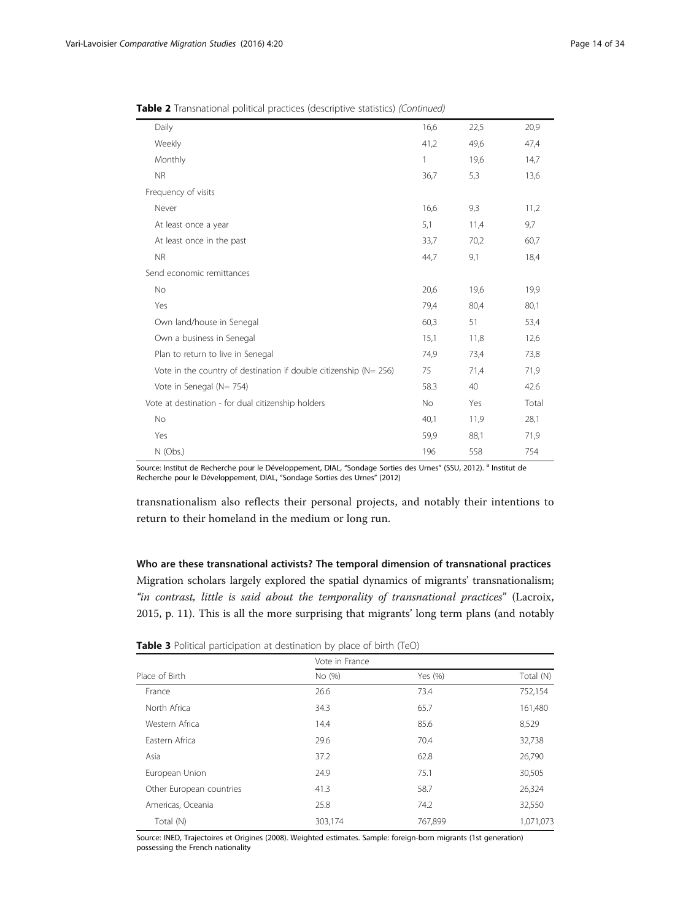**Table 2** Transnational political practices (descriptive statistics) *(Continued)*

| | | | |
|---|---|---|---|
| Daily | 16,6 | 22,5 | 20,9 |
| Weekly | 41,2 | 49,6 | 47,4 |
| Monthly | 1 | 19,6 | 14,7 |
| NR | 36,7 | 5,3 | 13,6 |
| Frequency of visits | | | |
| Never | 16,6 | 9,3 | 11,2 |
| At least once a year | 5,1 | 11,4 | 9,7 |
| At least once in the past | 33,7 | 70,2 | 60,7 |
| NR | 44,7 | 9,1 | 18,4 |
| Send economic remittances | | | |
| No | 20,6 | 19,6 | 19,9 |
| Yes | 79,4 | 80,4 | 80,1 |
| Own land/house in Senegal | 60,3 | 51 | 53,4 |
| Own a business in Senegal | 15,1 | 11,8 | 12,6 |
| Plan to return to live in Senegal | 74,9 | 73,4 | 73,8 |
| Vote in the country of destination if double citizenship (N= 256) | 75 | 71,4 | 71,9 |
| Vote in Senegal (N= 754) | 58.3 | 40 | 42.6 |
| Vote at destination - for dual citizenship holders | No | Yes | Total |
| No | 40,1 | 11,9 | 28,1 |
| Yes | 59,9 | 88,1 | 71,9 |
| N (Obs.) | 196 | 558 | 754 |

Source: Institut de Recherche pour le Développement, DIAL, "Sondage Sorties des Urnes" (SSU, 2012). [a] Institut de Recherche pour le Développement, DIAL, "Sondage Sorties des Urnes" (2012)

transnationalism also reflects their personal projects, and notably their intentions to return to their homeland in the medium or long run.

### Who are these transnational activists? The temporal dimension of transnational practices

Migration scholars largely explored the spatial dynamics of migrants' transnationalism; *"in contrast, little is said about the temporality of transnational practices"* (Lacroix, 2015, p. 11). This is all the more surprising that migrants' long term plans (and notably

**Table 3** Political participation at destination by place of birth (TeO)

| | Vote in France | | |
|---|---|---|---|
| Place of Birth | No (%) | Yes (%) | Total (N) |
| France | 26.6 | 73.4 | 752,154 |
| North Africa | 34.3 | 65.7 | 161,480 |
| Western Africa | 14.4 | 85.6 | 8,529 |
| Eastern Africa | 29.6 | 70.4 | 32,738 |
| Asia | 37.2 | 62.8 | 26,790 |
| European Union | 24.9 | 75.1 | 30,505 |
| Other European countries | 41.3 | 58.7 | 26,324 |
| Americas, Oceania | 25.8 | 74.2 | 32,550 |
| Total (N) | 303,174 | 767,899 | 1,071,073 |

Source: INED, Trajectoires et Origines (2008). Weighted estimates. Sample: foreign-born migrants (1st generation) possessing the French nationality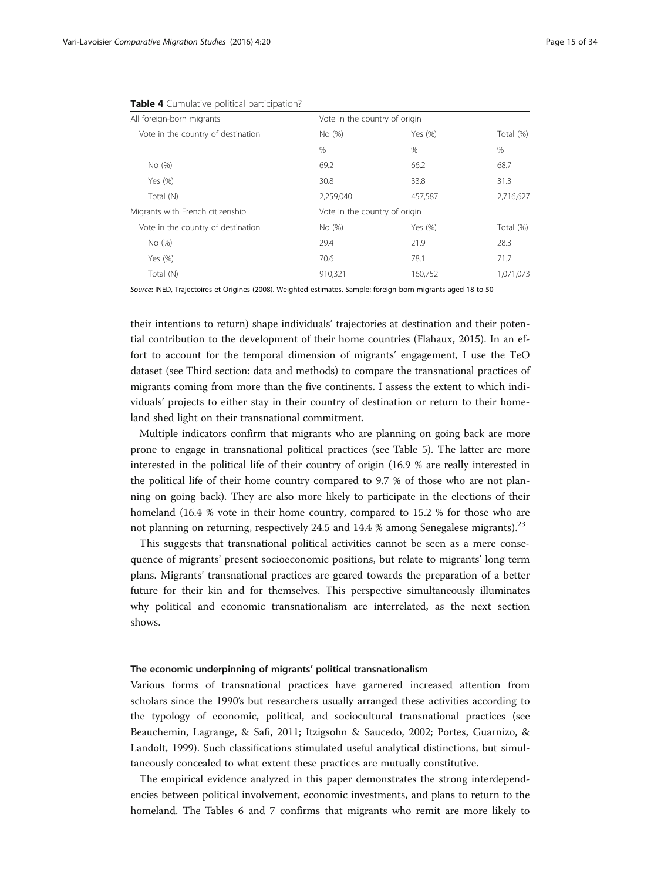**Table 4** Cumulative political participation?

| All foreign-born migrants | Vote in the country of origin | | |
|---|---|---|---|
| Vote in the country of destination | No (%) | Yes (%) | Total (%) |
| | % | % | % |
| No (%) | 69.2 | 66.2 | 68.7 |
| Yes (%) | 30.8 | 33.8 | 31.3 |
| Total (N) | 2,259,040 | 457,587 | 2,716,627 |
| Migrants with French citizenship | Vote in the country of origin | | |
| Vote in the country of destination | No (%) | Yes (%) | Total (%) |
| No (%) | 29.4 | 21.9 | 28.3 |
| Yes (%) | 70.6 | 78.1 | 71.7 |
| Total (N) | 910,321 | 160,752 | 1,071,073 |

*Source*: INED, Trajectoires et Origines (2008). Weighted estimates. Sample: foreign-born migrants aged 18 to 50

their intentions to return) shape individuals' trajectories at destination and their potential contribution to the development of their home countries (Flahaux, 2015). In an effort to account for the temporal dimension of migrants' engagement, I use the TeO dataset (see Third section: data and methods) to compare the transnational practices of migrants coming from more than the five continents. I assess the extent to which individuals' projects to either stay in their country of destination or return to their homeland shed light on their transnational commitment.

Multiple indicators confirm that migrants who are planning on going back are more prone to engage in transnational political practices (see Table 5). The latter are more interested in the political life of their country of origin (16.9 % are really interested in the political life of their home country compared to 9.7 % of those who are not planning on going back). They are also more likely to participate in the elections of their homeland (16.4 % vote in their home country, compared to 15.2 % for those who are not planning on returning, respectively 24.5 and 14.4 % among Senegalese migrants).[23]

This suggests that transnational political activities cannot be seen as a mere consequence of migrants' present socioeconomic positions, but relate to migrants' long term plans. Migrants' transnational practices are geared towards the preparation of a better future for their kin and for themselves. This perspective simultaneously illuminates why political and economic transnationalism are interrelated, as the next section shows.

#### The economic underpinning of migrants' political transnationalism

Various forms of transnational practices have garnered increased attention from scholars since the 1990's but researchers usually arranged these activities according to the typology of economic, political, and sociocultural transnational practices (see Beauchemin, Lagrange, & Safi, 2011; Itzigsohn & Saucedo, 2002; Portes, Guarnizo, & Landolt, 1999). Such classifications stimulated useful analytical distinctions, but simultaneously concealed to what extent these practices are mutually constitutive.

The empirical evidence analyzed in this paper demonstrates the strong interdependencies between political involvement, economic investments, and plans to return to the homeland. The Tables 6 and 7 confirms that migrants who remit are more likely to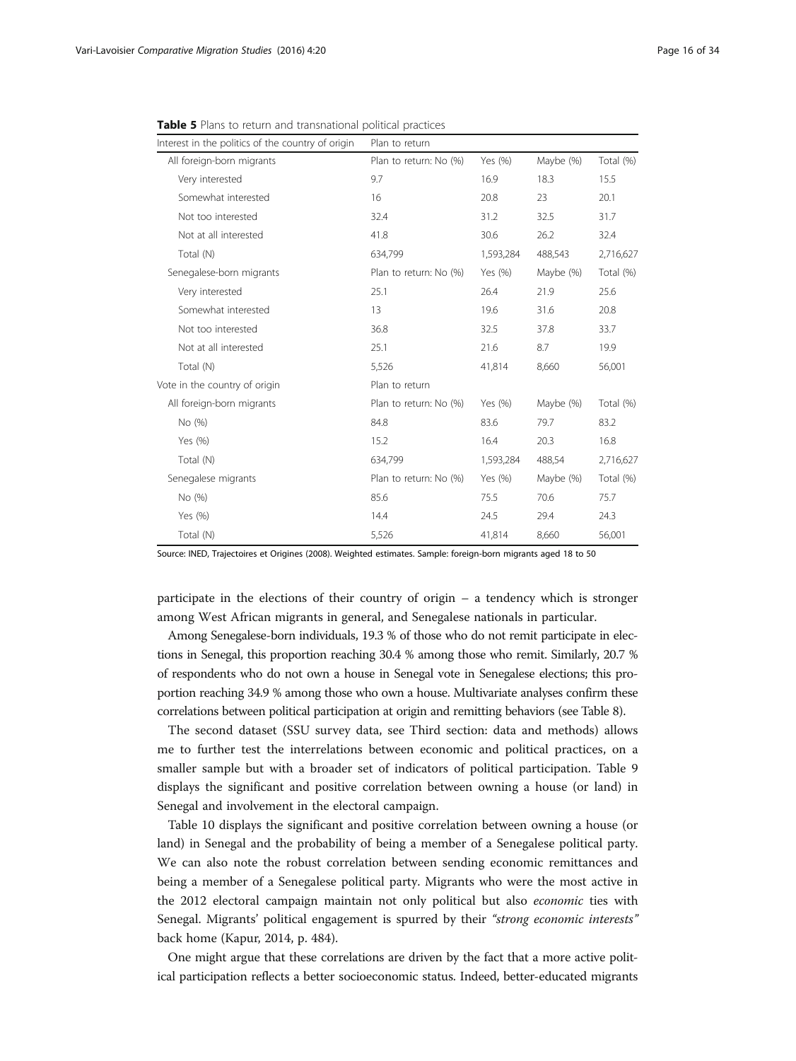**Table 5** Plans to return and transnational political practices

| Interest in the politics of the country of origin | Plan to return | | | |
|---|---|---|---|---|
| All foreign-born migrants | Plan to return: No (%) | Yes (%) | Maybe (%) | Total (%) |
| Very interested | 9.7 | 16.9 | 18.3 | 15.5 |
| Somewhat interested | 16 | 20.8 | 23 | 20.1 |
| Not too interested | 32.4 | 31.2 | 32.5 | 31.7 |
| Not at all interested | 41.8 | 30.6 | 26.2 | 32.4 |
| Total (N) | 634,799 | 1,593,284 | 488,543 | 2,716,627 |
| Senegalese-born migrants | Plan to return: No (%) | Yes (%) | Maybe (%) | Total (%) |
| Very interested | 25.1 | 26.4 | 21.9 | 25.6 |
| Somewhat interested | 13 | 19.6 | 31.6 | 20.8 |
| Not too interested | 36.8 | 32.5 | 37.8 | 33.7 |
| Not at all interested | 25.1 | 21.6 | 8.7 | 19.9 |
| Total (N) | 5,526 | 41,814 | 8,660 | 56,001 |
| Vote in the country of origin | Plan to return | | | |
| All foreign-born migrants | Plan to return: No (%) | Yes (%) | Maybe (%) | Total (%) |
| No (%) | 84.8 | 83.6 | 79.7 | 83.2 |
| Yes (%) | 15.2 | 16.4 | 20.3 | 16.8 |
| Total (N) | 634,799 | 1,593,284 | 488,54 | 2,716,627 |
| Senegalese migrants | Plan to return: No (%) | Yes (%) | Maybe (%) | Total (%) |
| No (%) | 85.6 | 75.5 | 70.6 | 75.7 |
| Yes (%) | 14.4 | 24.5 | 29.4 | 24.3 |
| Total (N) | 5,526 | 41,814 | 8,660 | 56,001 |

Source: INED, Trajectoires et Origines (2008). Weighted estimates. Sample: foreign-born migrants aged 18 to 50

participate in the elections of their country of origin – a tendency which is stronger among West African migrants in general, and Senegalese nationals in particular.

Among Senegalese-born individuals, 19.3 % of those who do not remit participate in elections in Senegal, this proportion reaching 30.4 % among those who remit. Similarly, 20.7 % of respondents who do not own a house in Senegal vote in Senegalese elections; this proportion reaching 34.9 % among those who own a house. Multivariate analyses confirm these correlations between political participation at origin and remitting behaviors (see Table 8).

The second dataset (SSU survey data, see Third section: data and methods) allows me to further test the interrelations between economic and political practices, on a smaller sample but with a broader set of indicators of political participation. Table 9 displays the significant and positive correlation between owning a house (or land) in Senegal and involvement in the electoral campaign.

Table 10 displays the significant and positive correlation between owning a house (or land) in Senegal and the probability of being a member of a Senegalese political party. We can also note the robust correlation between sending economic remittances and being a member of a Senegalese political party. Migrants who were the most active in the 2012 electoral campaign maintain not only political but also *economic* ties with Senegal. Migrants' political engagement is spurred by their *"strong economic interests"* back home (Kapur, 2014, p. 484).

One might argue that these correlations are driven by the fact that a more active political participation reflects a better socioeconomic status. Indeed, better-educated migrants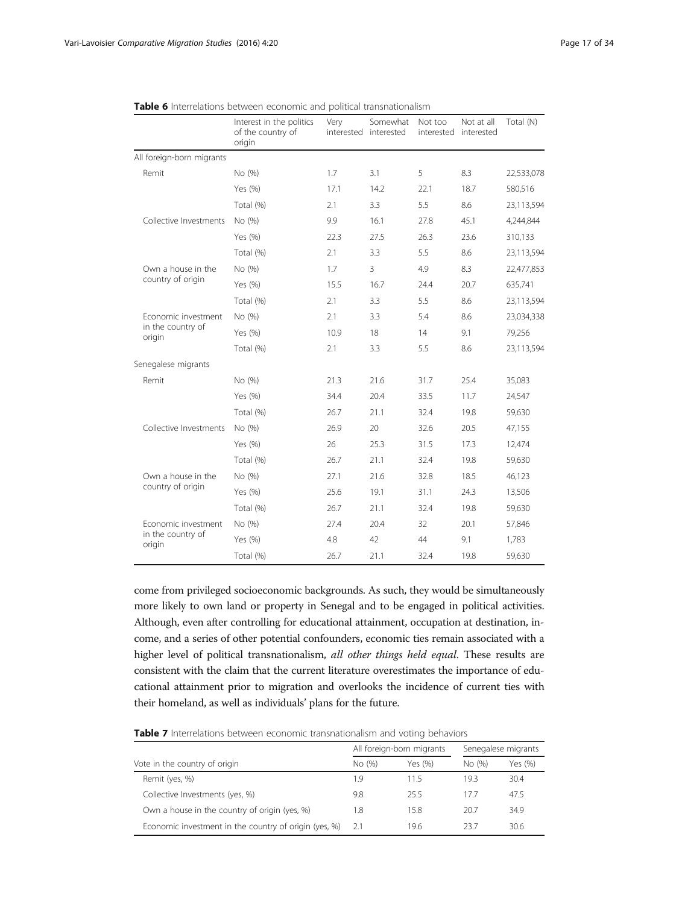**Table 6** Interrelations between economic and political transnationalism

| | Interest in the politics of the country of origin | Very interested | Somewhat interested | Not too interested | Not at all interested | Total (N) |
|---|---|---|---|---|---|---|
| All foreign-born migrants | | | | | | |
| Remit | No (%) | 1.7 | 3.1 | 5 | 8.3 | 22,533,078 |
| | Yes (%) | 17.1 | 14.2 | 22.1 | 18.7 | 580,516 |
| | Total (%) | 2.1 | 3.3 | 5.5 | 8.6 | 23,113,594 |
| Collective Investments | No (%) | 9.9 | 16.1 | 27.8 | 45.1 | 4,244,844 |
| | Yes (%) | 22.3 | 27.5 | 26.3 | 23.6 | 310,133 |
| | Total (%) | 2.1 | 3.3 | 5.5 | 8.6 | 23,113,594 |
| Own a house in the country of origin | No (%) | 1.7 | 3 | 4.9 | 8.3 | 22,477,853 |
| | Yes (%) | 15.5 | 16.7 | 24.4 | 20.7 | 635,741 |
| | Total (%) | 2.1 | 3.3 | 5.5 | 8.6 | 23,113,594 |
| Economic investment in the country of origin | No (%) | 2.1 | 3.3 | 5.4 | 8.6 | 23,034,338 |
| | Yes (%) | 10.9 | 18 | 14 | 9.1 | 79,256 |
| | Total (%) | 2.1 | 3.3 | 5.5 | 8.6 | 23,113,594 |
| Senegalese migrants | | | | | | |
| Remit | No (%) | 21.3 | 21.6 | 31.7 | 25.4 | 35,083 |
| | Yes (%) | 34.4 | 20.4 | 33.5 | 11.7 | 24,547 |
| | Total (%) | 26.7 | 21.1 | 32.4 | 19.8 | 59,630 |
| Collective Investments | No (%) | 26.9 | 20 | 32.6 | 20.5 | 47,155 |
| | Yes (%) | 26 | 25.3 | 31.5 | 17.3 | 12,474 |
| | Total (%) | 26.7 | 21.1 | 32.4 | 19.8 | 59,630 |
| Own a house in the country of origin | No (%) | 27.1 | 21.6 | 32.8 | 18.5 | 46,123 |
| | Yes (%) | 25.6 | 19.1 | 31.1 | 24.3 | 13,506 |
| | Total (%) | 26.7 | 21.1 | 32.4 | 19.8 | 59,630 |
| Economic investment in the country of origin | No (%) | 27.4 | 20.4 | 32 | 20.1 | 57,846 |
| | Yes (%) | 4.8 | 42 | 44 | 9.1 | 1,783 |
| | Total (%) | 26.7 | 21.1 | 32.4 | 19.8 | 59,630 |

come from privileged socioeconomic backgrounds. As such, they would be simultaneously more likely to own land or property in Senegal and to be engaged in political activities. Although, even after controlling for educational attainment, occupation at destination, income, and a series of other potential confounders, economic ties remain associated with a higher level of political transnationalism, *all other things held equal*. These results are consistent with the claim that the current literature overestimates the importance of educational attainment prior to migration and overlooks the incidence of current ties with their homeland, as well as individuals' plans for the future.

**Table 7** Interrelations between economic transnationalism and voting behaviors

| | All foreign-born migrants | | Senegalese migrants | |
|---|---|---|---|---|
| Vote in the country of origin | No (%) | Yes (%) | No (%) | Yes (%) |
| Remit (yes, %) | 1.9 | 11.5 | 19.3 | 30.4 |
| Collective Investments (yes, %) | 9.8 | 25.5 | 17.7 | 47.5 |
| Own a house in the country of origin (yes, %) | 1.8 | 15.8 | 20.7 | 34.9 |
| Economic investment in the country of origin (yes, %) | 2.1 | 19.6 | 23.7 | 30.6 |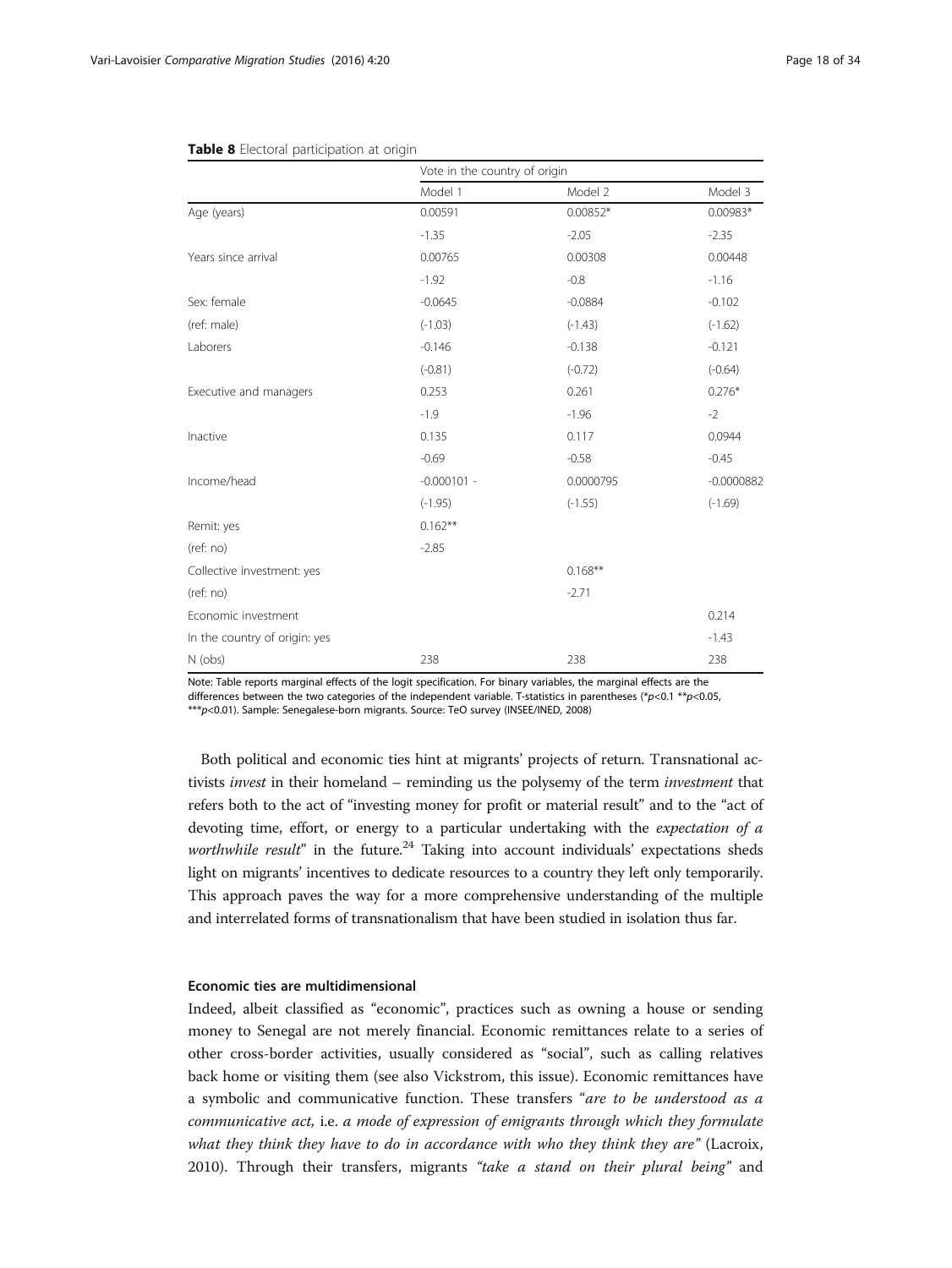**Table 8** Electoral participation at origin

| | Vote in the country of origin | | |
|---|---|---|---|
| | Model 1 | Model 2 | Model 3 |
| Age (years) | 0.00591 | 0.00852* | 0.00983* |
| | -1.35 | -2.05 | -2.35 |
| Years since arrival | 0.00765 | 0.00308 | 0.00448 |
| | -1.92 | -0.8 | -1.16 |
| Sex: female | -0.0645 | -0.0884 | -0.102 |
| (ref: male) | (-1.03) | (-1.43) | (-1.62) |
| Laborers | -0.146 | -0.138 | -0.121 |
| | (-0.81) | (-0.72) | (-0.64) |
| Executive and managers | 0.253 | 0.261 | 0.276* |
| | -1.9 | -1.96 | -2 |
| Inactive | 0.135 | 0.117 | 0.0944 |
| | -0.69 | -0.58 | -0.45 |
| Income/head | -0.000101 - | 0.0000795 | -0.0000882 |
| | (-1.95) | (-1.55) | (-1.69) |
| Remit: yes | 0.162** | | |
| (ref: no) | -2.85 | | |
| Collective investment: yes | | 0.168** | |
| (ref: no) | | -2.71 | |
| Economic investment | | | 0.214 |
| In the country of origin: yes | | | -1.43 |
| N (obs) | 238 | 238 | 238 |

Note: Table reports marginal effects of the logit specification. For binary variables, the marginal effects are the differences between the two categories of the independent variable. T-statistics in parentheses (*$p<0.1$ **$p<0.05$, ***$p<0.01$). Sample: Senegalese-born migrants. Source: TeO survey (INSEE/INED, 2008)

Both political and economic ties hint at migrants' projects of return. Transnational activists *invest* in their homeland – reminding us the polysemy of the term *investment* that refers both to the act of "investing money for profit or material result" and to the "act of devoting time, effort, or energy to a particular undertaking with the *expectation of a worthwhile result*" in the future.[24] Taking into account individuals' expectations sheds light on migrants' incentives to dedicate resources to a country they left only temporarily. This approach paves the way for a more comprehensive understanding of the multiple and interrelated forms of transnationalism that have been studied in isolation thus far.

#### Economic ties are multidimensional

Indeed, albeit classified as "economic", practices such as owning a house or sending money to Senegal are not merely financial. Economic remittances relate to a series of other cross-border activities, usually considered as "social", such as calling relatives back home or visiting them (see also Vickstrom, this issue). Economic remittances have a symbolic and communicative function. These transfers "*are to be understood as a communicative act,* i.e. *a mode of expression of emigrants through which they formulate what they think they have to do in accordance with who they think they are*" (Lacroix, 2010). Through their transfers, migrants *"take a stand on their plural being"* and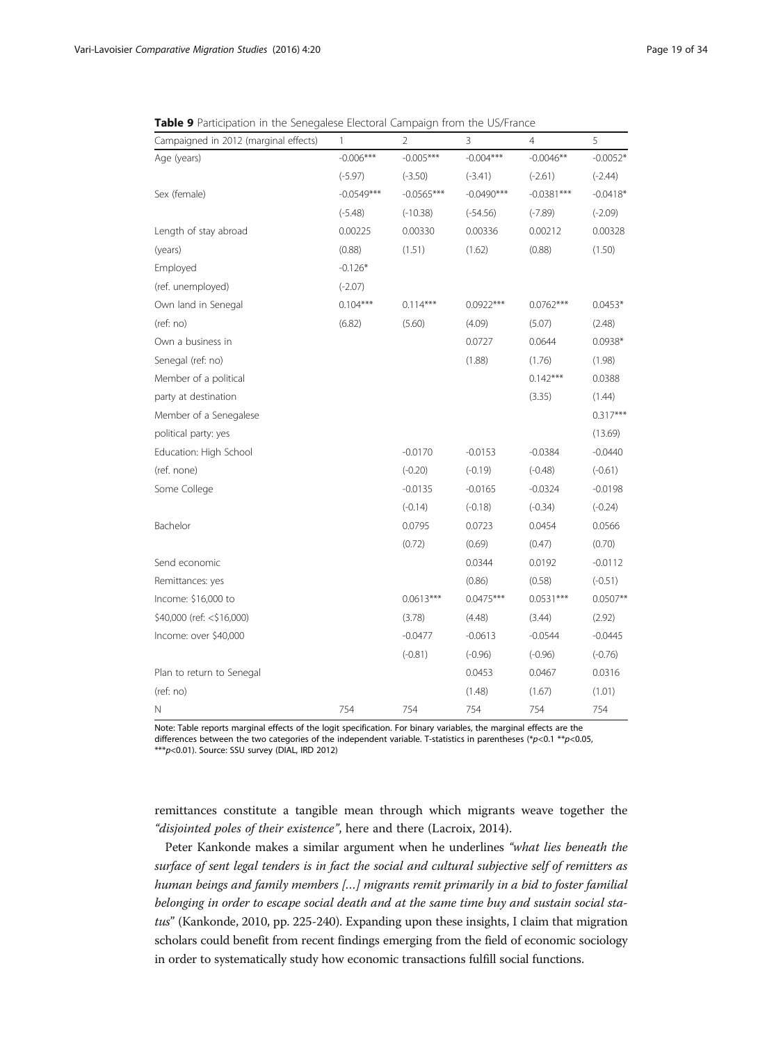**Table 9** Participation in the Senegalese Electoral Campaign from the US/France

| Campaigned in 2012 (marginal effects) | 1 | 2 | 3 | 4 | 5 |
|---|---|---|---|---|---|
| Age (years) | -0.006*** | -0.005*** | -0.004*** | -0.0046** | -0.0052* |
| | (-5.97) | (-3.50) | (-3.41) | (-2.61) | (-2.44) |
| Sex (female) | -0.0549*** | -0.0565*** | -0.0490*** | -0.0381*** | -0.0418* |
| | (-5.48) | (-10.38) | (-54.56) | (-7.89) | (-2.09) |
| Length of stay abroad | 0.00225 | 0.00330 | 0.00336 | 0.00212 | 0.00328 |
| (years) | (0.88) | (1.51) | (1.62) | (0.88) | (1.50) |
| Employed | -0.126* | | | | |
| (ref. unemployed) | (-2.07) | | | | |
| Own land in Senegal | 0.104*** | 0.114*** | 0.0922*** | 0.0762*** | 0.0453* |
| (ref: no) | (6.82) | (5.60) | (4.09) | (5.07) | (2.48) |
| Own a business in | | | 0.0727 | 0.0644 | 0.0938* |
| Senegal (ref: no) | | | (1.88) | (1.76) | (1.98) |
| Member of a political | | | | 0.142*** | 0.0388 |
| party at destination | | | | (3.35) | (1.44) |
| Member of a Senegalese | | | | | 0.317*** |
| political party: yes | | | | | (13.69) |
| Education: High School | | -0.0170 | -0.0153 | -0.0384 | -0.0440 |
| (ref. none) | | (-0.20) | (-0.19) | (-0.48) | (-0.61) |
| Some College | | -0.0135 | -0.0165 | -0.0324 | -0.0198 |
| | | (-0.14) | (-0.18) | (-0.34) | (-0.24) |
| Bachelor | | 0.0795 | 0.0723 | 0.0454 | 0.0566 |
| | | (0.72) | (0.69) | (0.47) | (0.70) |
| Send economic | | | 0.0344 | 0.0192 | -0.0112 |
| Remittances: yes | | | (0.86) | (0.58) | (-0.51) |
| Income: \$16,000 to | | 0.0613*** | 0.0475*** | 0.0531*** | 0.0507** |
| \$40,000 (ref: <\$16,000) | | (3.78) | (4.48) | (3.44) | (2.92) |
| Income: over \$40,000 | | -0.0477 | -0.0613 | -0.0544 | -0.0445 |
| | | (-0.81) | (-0.96) | (-0.96) | (-0.76) |
| Plan to return to Senegal | | | 0.0453 | 0.0467 | 0.0316 |
| (ref: no) | | | (1.48) | (1.67) | (1.01) |
| N | 754 | 754 | 754 | 754 | 754 |

Note: Table reports marginal effects of the logit specification. For binary variables, the marginal effects are the differences between the two categories of the independent variable. T-statistics in parentheses (\*$p<0.1$ \*\*$p<0.05$, \*\*\*$p<0.01$). Source: SSU survey (DIAL, IRD 2012)

remittances constitute a tangible mean through which migrants weave together the *"disjointed poles of their existence"*, here and there (Lacroix, 2014).

Peter Kankonde makes a similar argument when he underlines *"what lies beneath the surface of sent legal tenders is in fact the social and cultural subjective self of remitters as human beings and family members [...] migrants remit primarily in a bid to foster familial belonging in order to escape social death and at the same time buy and sustain social status"* (Kankonde, 2010, pp. 225-240). Expanding upon these insights, I claim that migration scholars could benefit from recent findings emerging from the field of economic sociology in order to systematically study how economic transactions fulfill social functions.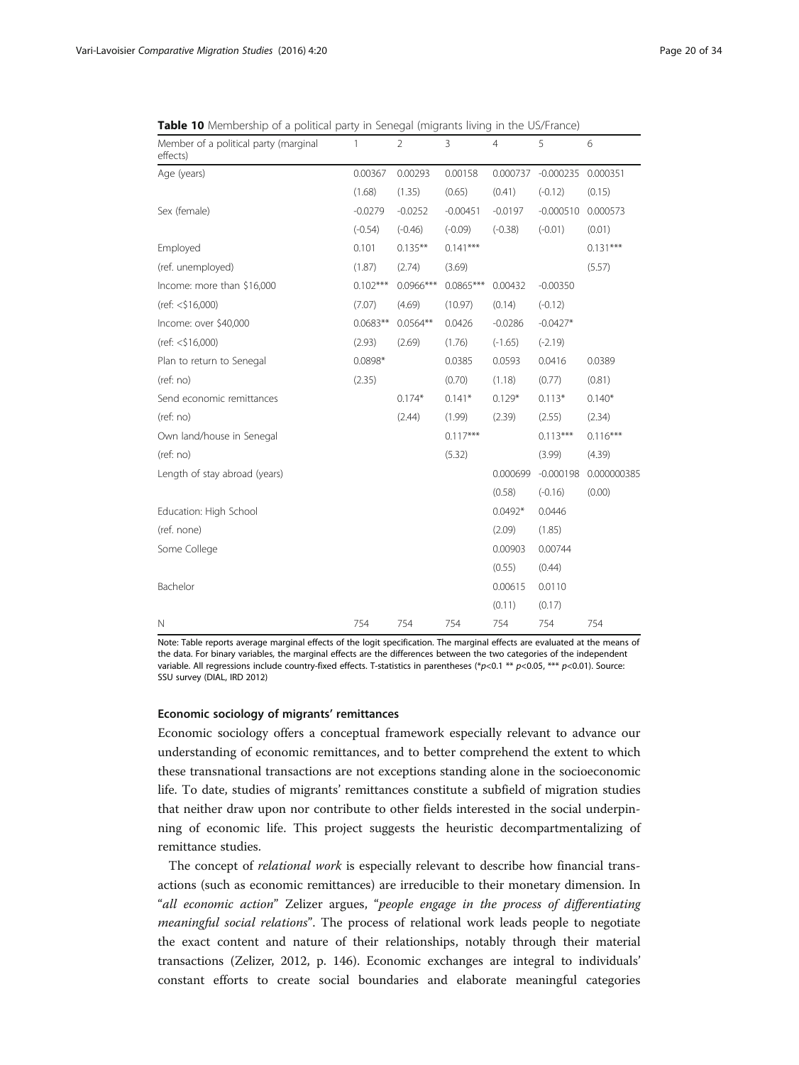**Table 10** Membership of a political party in Senegal (migrants living in the US/France)

| Member of a political party (marginal effects) | 1 | 2 | 3 | 4 | 5 | 6 |
|---|---|---|---|---|---|---|
| Age (years) | 0.00367 | 0.00293 | 0.00158 | 0.000737 | -0.000235 | 0.000351 |
| | (1.68) | (1.35) | (0.65) | (0.41) | (-0.12) | (0.15) |
| Sex (female) | -0.0279 | -0.0252 | -0.00451 | -0.0197 | -0.000510 | 0.000573 |
| | (-0.54) | (-0.46) | (-0.09) | (-0.38) | (-0.01) | (0.01) |
| Employed | 0.101 | 0.135** | 0.141*** | | | 0.131*** |
| (ref. unemployed) | (1.87) | (2.74) | (3.69) | | | (5.57) |
| Income: more than $16,000 | 0.102*** | 0.0966*** | 0.0865*** | 0.00432 | -0.00350 | |
| (ref: <$16,000) | (7.07) | (4.69) | (10.97) | (0.14) | (-0.12) | |
| Income: over $40,000 | 0.0683** | 0.0564** | 0.0426 | -0.0286 | -0.0427* | |
| (ref: <$16,000) | (2.93) | (2.69) | (1.76) | (-1.65) | (-2.19) | |
| Plan to return to Senegal | 0.0898* | | 0.0385 | 0.0593 | 0.0416 | 0.0389 |
| (ref: no) | (2.35) | | (0.70) | (1.18) | (0.77) | (0.81) |
| Send economic remittances | | 0.174* | 0.141* | 0.129* | 0.113* | 0.140* |
| (ref: no) | | (2.44) | (1.99) | (2.39) | (2.55) | (2.34) |
| Own land/house in Senegal | | | 0.117*** | | 0.113*** | 0.116*** |
| (ref: no) | | | (5.32) | | (3.99) | (4.39) |
| Length of stay abroad (years) | | | | 0.000699 | -0.000198 | 0.000000385 |
| | | | | (0.58) | (-0.16) | (0.00) |
| Education: High School | | | | 0.0492* | 0.0446 | |
| (ref. none) | | | | (2.09) | (1.85) | |
| Some College | | | | 0.00903 | 0.00744 | |
| | | | | (0.55) | (0.44) | |
| Bachelor | | | | 0.00615 | 0.0110 | |
| | | | | (0.11) | (0.17) | |
| N | 754 | 754 | 754 | 754 | 754 | 754 |

Note: Table reports average marginal effects of the logit specification. The marginal effects are evaluated at the means of the data. For binary variables, the marginal effects are the differences between the two categories of the independent variable. All regressions include country-fixed effects. T-statistics in parentheses (*$p<0.1$ ** $p<0.05$, *** $p<0.01$). Source: SSU survey (DIAL, IRD 2012)

#### Economic sociology of migrants' remittances

Economic sociology offers a conceptual framework especially relevant to advance our understanding of economic remittances, and to better comprehend the extent to which these transnational transactions are not exceptions standing alone in the socioeconomic life. To date, studies of migrants' remittances constitute a subfield of migration studies that neither draw upon nor contribute to other fields interested in the social underpinning of economic life. This project suggests the heuristic decompartmentalizing of remittance studies.

The concept of *relational work* is especially relevant to describe how financial transactions (such as economic remittances) are irreducible to their monetary dimension. In "*all economic action*" Zelizer argues, "*people engage in the process of differentiating meaningful social relations*". The process of relational work leads people to negotiate the exact content and nature of their relationships, notably through their material transactions (Zelizer, 2012, p. 146). Economic exchanges are integral to individuals' constant efforts to create social boundaries and elaborate meaningful categories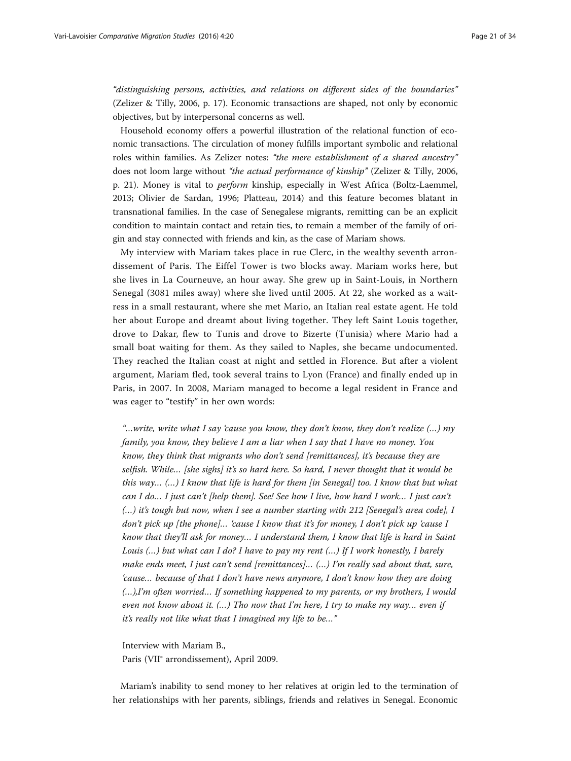*"distinguishing persons, activities, and relations on different sides of the boundaries"* (Zelizer & Tilly, 2006, p. 17). Economic transactions are shaped, not only by economic objectives, but by interpersonal concerns as well.

Household economy offers a powerful illustration of the relational function of economic transactions. The circulation of money fulfills important symbolic and relational roles within families. As Zelizer notes: *"the mere establishment of a shared ancestry"* does not loom large without *"the actual performance of kinship"* (Zelizer & Tilly, 2006, p. 21). Money is vital to *perform* kinship, especially in West Africa (Boltz-Laemmel, 2013; Olivier de Sardan, 1996; Platteau, 2014) and this feature becomes blatant in transnational families. In the case of Senegalese migrants, remitting can be an explicit condition to maintain contact and retain ties, to remain a member of the family of origin and stay connected with friends and kin, as the case of Mariam shows.

My interview with Mariam takes place in rue Clerc, in the wealthy seventh arrondissement of Paris. The Eiffel Tower is two blocks away. Mariam works here, but she lives in La Courneuve, an hour away. She grew up in Saint-Louis, in Northern Senegal (3081 miles away) where she lived until 2005. At 22, she worked as a waitress in a small restaurant, where she met Mario, an Italian real estate agent. He told her about Europe and dreamt about living together. They left Saint Louis together, drove to Dakar, flew to Tunis and drove to Bizerte (Tunisia) where Mario had a small boat waiting for them. As they sailed to Naples, she became undocumented. They reached the Italian coast at night and settled in Florence. But after a violent argument, Mariam fled, took several trains to Lyon (France) and finally ended up in Paris, in 2007. In 2008, Mariam managed to become a legal resident in France and was eager to "testify" in her own words:

> *"…write, write what I say 'cause you know, they don't know, they don't realize (…) my family, you know, they believe I am a liar when I say that I have no money. You know, they think that migrants who don't send [remittances], it's because they are selfish. While… [she sighs] it's so hard here. So hard, I never thought that it would be this way… (…) I know that life is hard for them [in Senegal] too. I know that but what can I do… I just can't [help them]. See! See how I live, how hard I work… I just can't (…) it's tough but now, when I see a number starting with 212 [Senegal's area code], I don't pick up [the phone]… 'cause I know that it's for money, I don't pick up 'cause I know that they'll ask for money… I understand them, I know that life is hard in Saint Louis (…) but what can I do? I have to pay my rent (…) If I work honestly, I barely make ends meet, I just can't send [remittances]… (…) I'm really sad about that, sure, 'cause… because of that I don't have news anymore, I don't know how they are doing (…),I'm often worried… If something happened to my parents, or my brothers, I would even not know about it. (…) Tho now that I'm here, I try to make my way… even if it's really not like what that I imagined my life to be…"*
>
> Interview with Mariam B.,
> Paris (VII° arrondissement), April 2009.

Mariam's inability to send money to her relatives at origin led to the termination of her relationships with her parents, siblings, friends and relatives in Senegal. Economic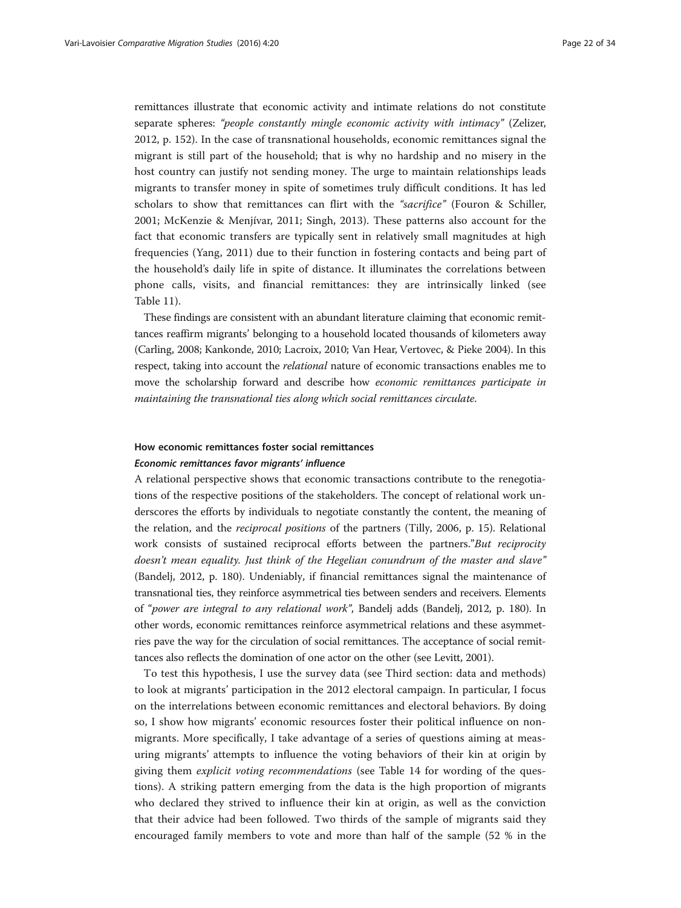remittances illustrate that economic activity and intimate relations do not constitute separate spheres: *"people constantly mingle economic activity with intimacy"* (Zelizer, 2012, p. 152). In the case of transnational households, economic remittances signal the migrant is still part of the household; that is why no hardship and no misery in the host country can justify not sending money. The urge to maintain relationships leads migrants to transfer money in spite of sometimes truly difficult conditions. It has led scholars to show that remittances can flirt with the *"sacrifice"* (Fouron & Schiller, 2001; McKenzie & Menjívar, 2011; Singh, 2013). These patterns also account for the fact that economic transfers are typically sent in relatively small magnitudes at high frequencies (Yang, 2011) due to their function in fostering contacts and being part of the household's daily life in spite of distance. It illuminates the correlations between phone calls, visits, and financial remittances: they are intrinsically linked (see Table 11).

These findings are consistent with an abundant literature claiming that economic remittances reaffirm migrants' belonging to a household located thousands of kilometers away (Carling, 2008; Kankonde, 2010; Lacroix, 2010; Van Hear, Vertovec, & Pieke 2004). In this respect, taking into account the *relational* nature of economic transactions enables me to move the scholarship forward and describe how *economic remittances participate in maintaining the transnational ties along which social remittances circulate*.

### How economic remittances foster social remittances

#### *Economic remittances favor migrants' influence*

A relational perspective shows that economic transactions contribute to the renegotiations of the respective positions of the stakeholders. The concept of relational work underscores the efforts by individuals to negotiate constantly the content, the meaning of the relation, and the *reciprocal positions* of the partners (Tilly, 2006, p. 15). Relational work consists of sustained reciprocal efforts between the partners."*But reciprocity doesn't mean equality. Just think of the Hegelian conundrum of the master and slave"* (Bandelj, 2012, p. 180). Undeniably, if financial remittances signal the maintenance of transnational ties, they reinforce asymmetrical ties between senders and receivers. Elements of "*power are integral to any relational work"*, Bandelj adds (Bandelj, 2012, p. 180). In other words, economic remittances reinforce asymmetrical relations and these asymmetries pave the way for the circulation of social remittances. The acceptance of social remittances also reflects the domination of one actor on the other (see Levitt, 2001).

To test this hypothesis, I use the survey data (see Third section: data and methods) to look at migrants' participation in the 2012 electoral campaign. In particular, I focus on the interrelations between economic remittances and electoral behaviors. By doing so, I show how migrants' economic resources foster their political influence on non-migrants. More specifically, I take advantage of a series of questions aiming at measuring migrants' attempts to influence the voting behaviors of their kin at origin by giving them *explicit voting recommendations* (see Table 14 for wording of the questions). A striking pattern emerging from the data is the high proportion of migrants who declared they strived to influence their kin at origin, as well as the conviction that their advice had been followed. Two thirds of the sample of migrants said they encouraged family members to vote and more than half of the sample (52 % in the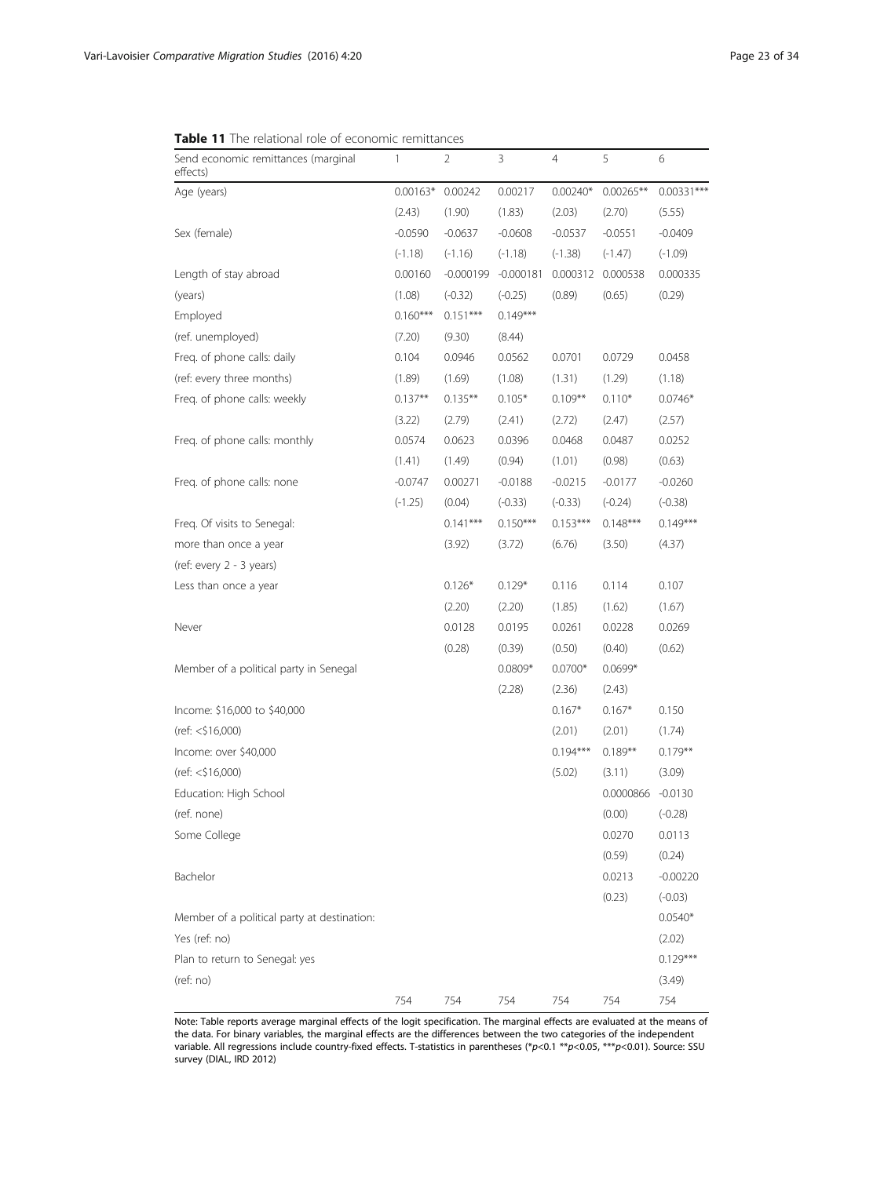**Table 11** The relational role of economic remittances

| Send economic remittances (marginal effects) | 1 | 2 | 3 | 4 | 5 | 6 |
|---|---|---|---|---|---|---|
| Age (years) | 0.00163* | 0.00242 | 0.00217 | 0.00240* | 0.00265** | 0.00331*** |
| | (2.43) | (1.90) | (1.83) | (2.03) | (2.70) | (5.55) |
| Sex (female) | -0.0590 | -0.0637 | -0.0608 | -0.0537 | -0.0551 | -0.0409 |
| | (-1.18) | (-1.16) | (-1.18) | (-1.38) | (-1.47) | (-1.09) |
| Length of stay abroad | 0.00160 | -0.000199 | -0.000181 | 0.000312 | 0.000538 | 0.000335 |
| (years) | (1.08) | (-0.32) | (-0.25) | (0.89) | (0.65) | (0.29) |
| Employed | 0.160*** | 0.151*** | 0.149*** | | | |
| (ref. unemployed) | (7.20) | (9.30) | (8.44) | | | |
| Freq. of phone calls: daily | 0.104 | 0.0946 | 0.0562 | 0.0701 | 0.0729 | 0.0458 |
| (ref: every three months) | (1.89) | (1.69) | (1.08) | (1.31) | (1.29) | (1.18) |
| Freq. of phone calls: weekly | 0.137** | 0.135** | 0.105* | 0.109** | 0.110* | 0.0746* |
| | (3.22) | (2.79) | (2.41) | (2.72) | (2.47) | (2.57) |
| Freq. of phone calls: monthly | 0.0574 | 0.0623 | 0.0396 | 0.0468 | 0.0487 | 0.0252 |
| | (1.41) | (1.49) | (0.94) | (1.01) | (0.98) | (0.63) |
| Freq. of phone calls: none | -0.0747 | 0.00271 | -0.0188 | -0.0215 | -0.0177 | -0.0260 |
| | (-1.25) | (0.04) | (-0.33) | (-0.33) | (-0.24) | (-0.38) |
| Freq. Of visits to Senegal: | | 0.141*** | 0.150*** | 0.153*** | 0.148*** | 0.149*** |
| more than once a year | | (3.92) | (3.72) | (6.76) | (3.50) | (4.37) |
| (ref: every 2 - 3 years) | | | | | | |
| Less than once a year | | 0.126* | 0.129* | 0.116 | 0.114 | 0.107 |
| | | (2.20) | (2.20) | (1.85) | (1.62) | (1.67) |
| Never | | 0.0128 | 0.0195 | 0.0261 | 0.0228 | 0.0269 |
| | | (0.28) | (0.39) | (0.50) | (0.40) | (0.62) |
| Member of a political party in Senegal | | | 0.0809* | 0.0700* | 0.0699* | |
| | | | (2.28) | (2.36) | (2.43) | |
| Income: $16,000 to $40,000 | | | | 0.167* | 0.167* | 0.150 |
| (ref: <$16,000) | | | | (2.01) | (2.01) | (1.74) |
| Income: over $40,000 | | | | 0.194*** | 0.189** | 0.179** |
| (ref: <$16,000) | | | | (5.02) | (3.11) | (3.09) |
| Education: High School | | | | | 0.0000866 | -0.0130 |
| (ref. none) | | | | | (0.00) | (-0.28) |
| Some College | | | | | 0.0270 | 0.0113 |
| | | | | | (0.59) | (0.24) |
| Bachelor | | | | | 0.0213 | -0.00220 |
| | | | | | (0.23) | (-0.03) |
| Member of a political party at destination: | | | | | | 0.0540* |
| Yes (ref: no) | | | | | | (2.02) |
| Plan to return to Senegal: yes | | | | | | 0.129*** |
| (ref: no) | | | | | | (3.49) |
| | 754 | 754 | 754 | 754 | 754 | 754 |

Note: Table reports average marginal effects of the logit specification. The marginal effects are evaluated at the means of the data. For binary variables, the marginal effects are the differences between the two categories of the independent variable. All regressions include country-fixed effects. T-statistics in parentheses (*$p<0.1$ **$p<0.05$, ***$p<0.01$). Source: SSU survey (DIAL, IRD 2012)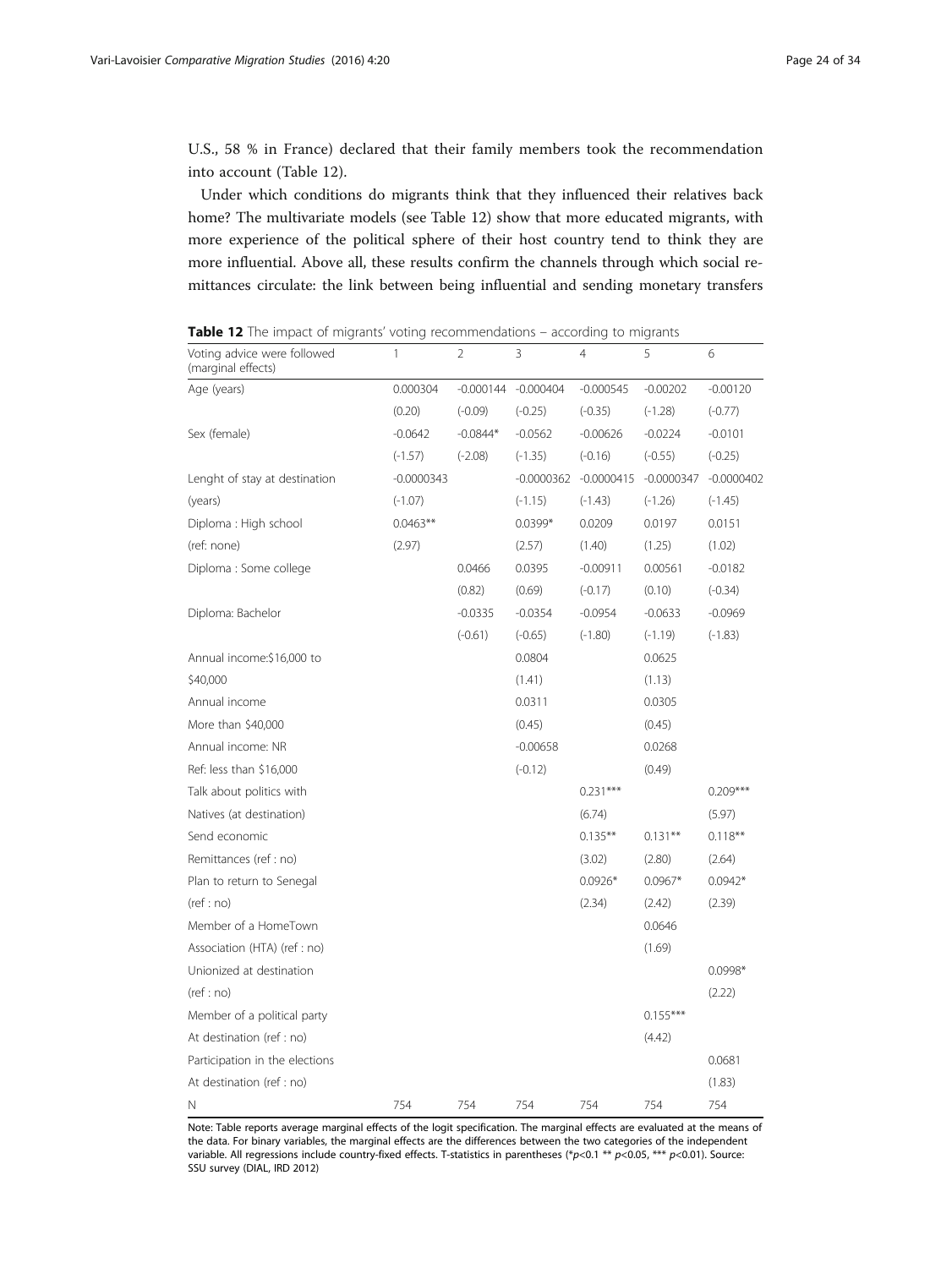U.S., 58 % in France) declared that their family members took the recommendation into account (Table 12).

Under which conditions do migrants think that they influenced their relatives back home? The multivariate models (see Table 12) show that more educated migrants, with more experience of the political sphere of their host country tend to think they are more influential. Above all, these results confirm the channels through which social remittances circulate: the link between being influential and sending monetary transfers

**Table 12** The impact of migrants' voting recommendations – according to migrants

| Voting advice were followed (marginal effects) | 1 | 2 | 3 | 4 | 5 | 6 |
|---|---|---|---|---|---|---|
| Age (years) | 0.000304 | -0.000144 | -0.000404 | -0.000545 | -0.00202 | -0.00120 |
| | (0.20) | (-0.09) | (-0.25) | (-0.35) | (-1.28) | (-0.77) |
| Sex (female) | -0.0642 | -0.0844* | -0.0562 | -0.00626 | -0.0224 | -0.0101 |
| | (-1.57) | (-2.08) | (-1.35) | (-0.16) | (-0.55) | (-0.25) |
| Lenght of stay at destination | -0.0000343 | | -0.0000362 | -0.0000415 | -0.0000347 | -0.0000402 |
| (years) | (-1.07) | | (-1.15) | (-1.43) | (-1.26) | (-1.45) |
| Diploma : High school | 0.0463** | | 0.0399* | 0.0209 | 0.0197 | 0.0151 |
| (ref: none) | (2.97) | | (2.57) | (1.40) | (1.25) | (1.02) |
| Diploma : Some college | | 0.0466 | 0.0395 | -0.00911 | 0.00561 | -0.0182 |
| | | (0.82) | (0.69) | (-0.17) | (0.10) | (-0.34) |
| Diploma: Bachelor | | -0.0335 | -0.0354 | -0.0954 | -0.0633 | -0.0969 |
| | | (-0.61) | (-0.65) | (-1.80) | (-1.19) | (-1.83) |
| Annual income:$16,000 to | | | 0.0804 | | 0.0625 | |
| $40,000 | | | (1.41) | | (1.13) | |
| Annual income | | | 0.0311 | | 0.0305 | |
| More than $40,000 | | | (0.45) | | (0.45) | |
| Annual income: NR | | | -0.00658 | | 0.0268 | |
| Ref: less than $16,000 | | | (-0.12) | | (0.49) | |
| Talk about politics with | | | | 0.231*** | | 0.209*** |
| Natives (at destination) | | | | (6.74) | | (5.97) |
| Send economic | | | | 0.135** | 0.131** | 0.118** |
| Remittances (ref : no) | | | | (3.02) | (2.80) | (2.64) |
| Plan to return to Senegal | | | | 0.0926* | 0.0967* | 0.0942* |
| (ref : no) | | | | (2.34) | (2.42) | (2.39) |
| Member of a HomeTown | | | | | 0.0646 | |
| Association (HTA) (ref : no) | | | | | (1.69) | |
| Unionized at destination | | | | | | 0.0998* |
| (ref : no) | | | | | | (2.22) |
| Member of a political party | | | | | 0.155*** | |
| At destination (ref : no) | | | | | (4.42) | |
| Participation in the elections | | | | | | 0.0681 |
| At destination (ref : no) | | | | | | (1.83) |
| N | 754 | 754 | 754 | 754 | 754 | 754 |

Note: Table reports average marginal effects of the logit specification. The marginal effects are evaluated at the means of the data. For binary variables, the marginal effects are the differences between the two categories of the independent variable. All regressions include country-fixed effects. T-statistics in parentheses (*$p<0.1$ ** $p<0.05$, *** $p<0.01$). Source: SSU survey (DIAL, IRD 2012)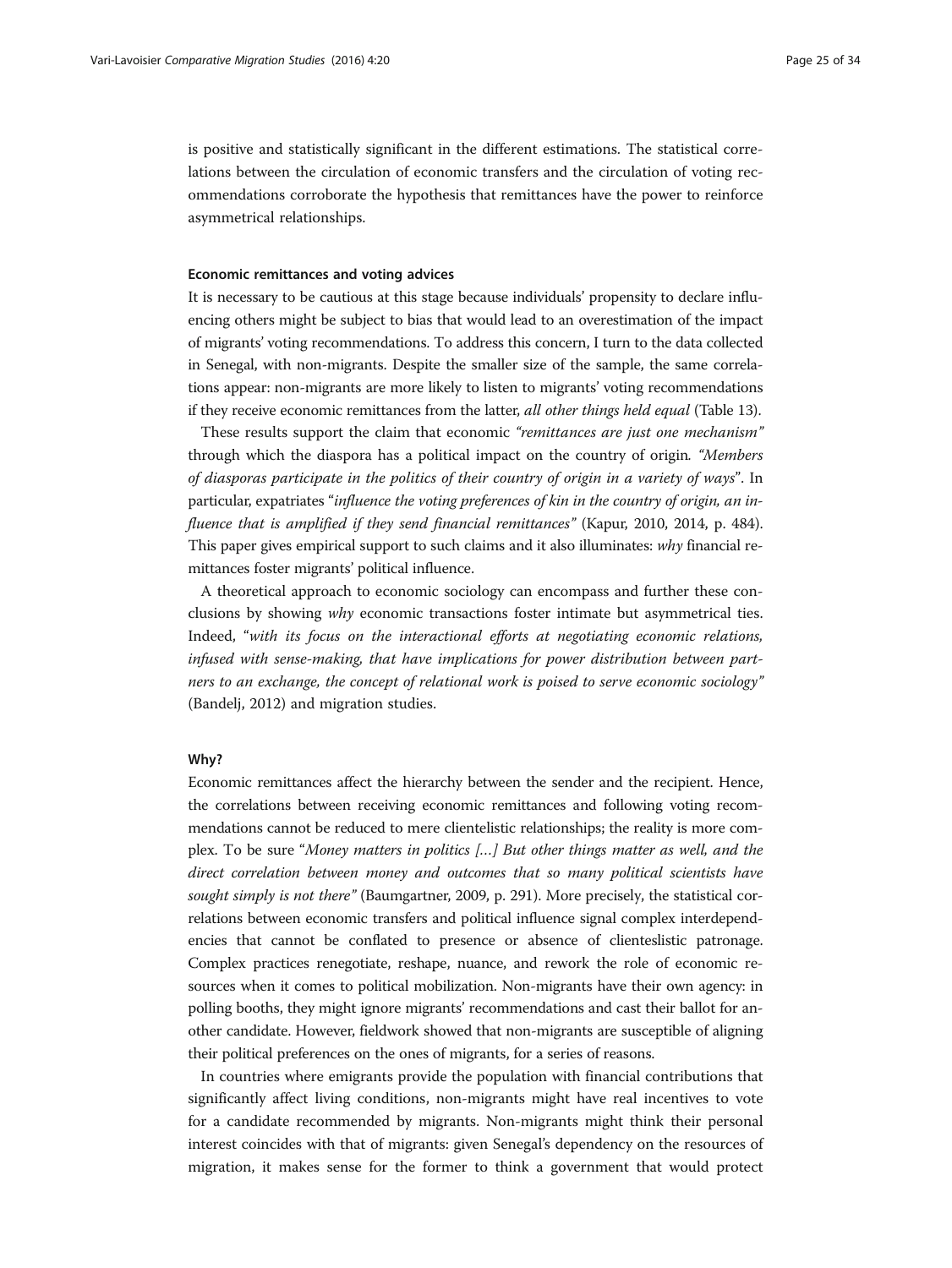is positive and statistically significant in the different estimations. The statistical correlations between the circulation of economic transfers and the circulation of voting recommendations corroborate the hypothesis that remittances have the power to reinforce asymmetrical relationships.

#### Economic remittances and voting advices

It is necessary to be cautious at this stage because individuals' propensity to declare influencing others might be subject to bias that would lead to an overestimation of the impact of migrants' voting recommendations. To address this concern, I turn to the data collected in Senegal, with non-migrants. Despite the smaller size of the sample, the same correlations appear: non-migrants are more likely to listen to migrants' voting recommendations if they receive economic remittances from the latter, *all other things held equal* (Table 13).

These results support the claim that economic *"remittances are just one mechanism"* through which the diaspora has a political impact on the country of origin*. "Members of diasporas participate in the politics of their country of origin in a variety of ways*". In particular, expatriates "*influence the voting preferences of kin in the country of origin, an influence that is amplified if they send financial remittances"* (Kapur, 2010, 2014, p. 484). This paper gives empirical support to such claims and it also illuminates: *why* financial remittances foster migrants' political influence.

A theoretical approach to economic sociology can encompass and further these conclusions by showing *why* economic transactions foster intimate but asymmetrical ties. Indeed, "*with its focus on the interactional efforts at negotiating economic relations, infused with sense-making, that have implications for power distribution between partners to an exchange, the concept of relational work is poised to serve economic sociology"* (Bandelj, 2012) and migration studies.

#### Why?

Economic remittances affect the hierarchy between the sender and the recipient. Hence, the correlations between receiving economic remittances and following voting recommendations cannot be reduced to mere clientelistic relationships; the reality is more complex. To be sure "*Money matters in politics […] But other things matter as well, and the direct correlation between money and outcomes that so many political scientists have sought simply is not there"* (Baumgartner, 2009, p. 291). More precisely, the statistical correlations between economic transfers and political influence signal complex interdependencies that cannot be conflated to presence or absence of clienteslistic patronage. Complex practices renegotiate, reshape, nuance, and rework the role of economic resources when it comes to political mobilization. Non-migrants have their own agency: in polling booths, they might ignore migrants' recommendations and cast their ballot for another candidate. However, fieldwork showed that non-migrants are susceptible of aligning their political preferences on the ones of migrants, for a series of reasons.

In countries where emigrants provide the population with financial contributions that significantly affect living conditions, non-migrants might have real incentives to vote for a candidate recommended by migrants. Non-migrants might think their personal interest coincides with that of migrants: given Senegal's dependency on the resources of migration, it makes sense for the former to think a government that would protect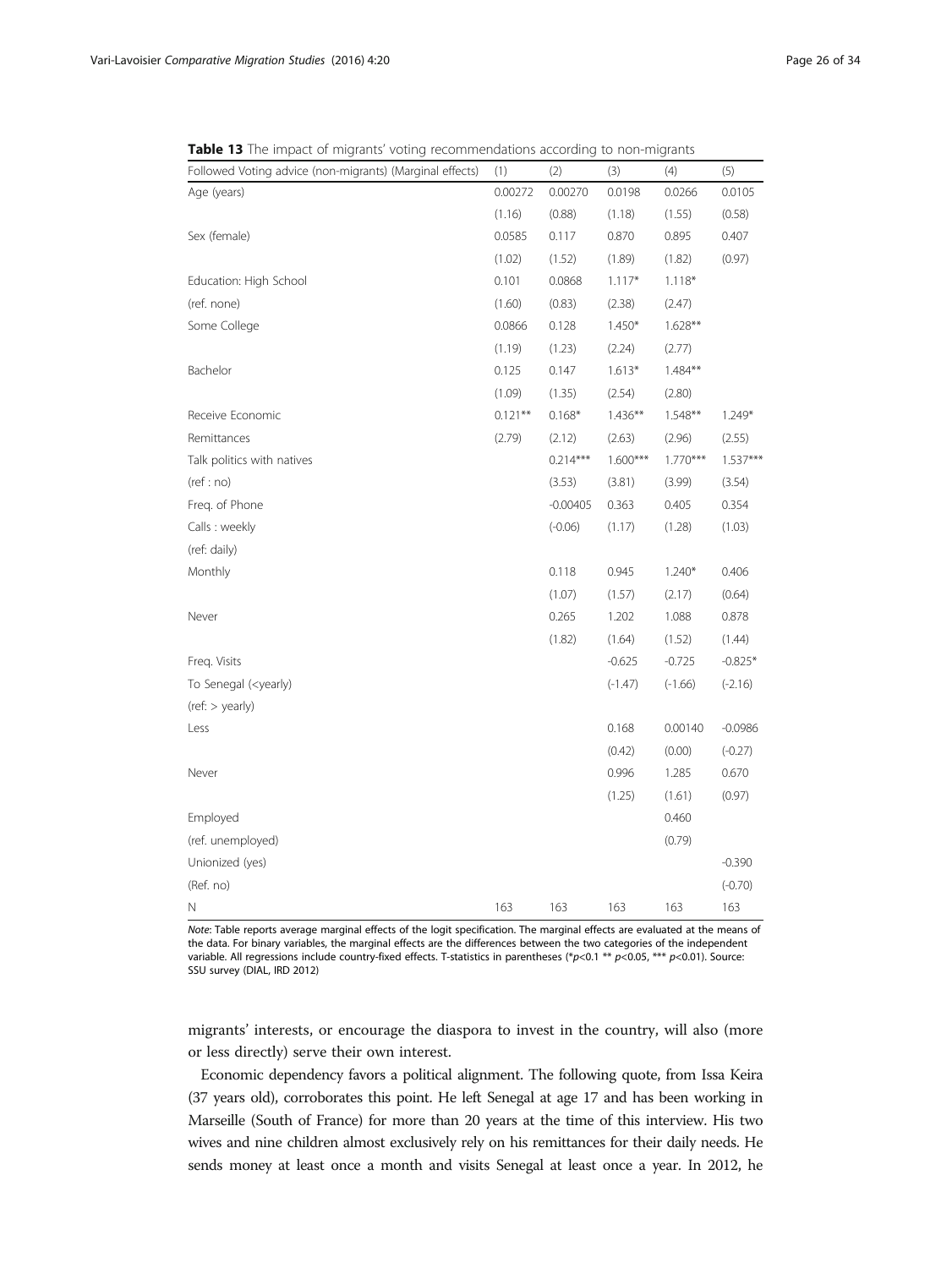**Table 13** The impact of migrants' voting recommendations according to non-migrants

| Followed Voting advice (non-migrants) (Marginal effects) | (1) | (2) | (3) | (4) | (5) |
|---|---|---|---|---|---|
| Age (years) | 0.00272 | 0.00270 | 0.0198 | 0.0266 | 0.0105 |
| | (1.16) | (0.88) | (1.18) | (1.55) | (0.58) |
| Sex (female) | 0.0585 | 0.117 | 0.870 | 0.895 | 0.407 |
| | (1.02) | (1.52) | (1.89) | (1.82) | (0.97) |
| Education: High School | 0.101 | 0.0868 | 1.117* | 1.118* | |
| (ref. none) | (1.60) | (0.83) | (2.38) | (2.47) | |
| Some College | 0.0866 | 0.128 | 1.450* | 1.628** | |
| | (1.19) | (1.23) | (2.24) | (2.77) | |
| Bachelor | 0.125 | 0.147 | 1.613* | 1.484** | |
| | (1.09) | (1.35) | (2.54) | (2.80) | |
| Receive Economic | 0.121** | 0.168* | 1.436** | 1.548** | 1.249* |
| Remittances | (2.79) | (2.12) | (2.63) | (2.96) | (2.55) |
| Talk politics with natives | | 0.214*** | 1.600*** | 1.770*** | 1.537*** |
| (ref : no) | | (3.53) | (3.81) | (3.99) | (3.54) |
| Freq. of Phone | | -0.00405 | 0.363 | 0.405 | 0.354 |
| Calls : weekly | | (-0.06) | (1.17) | (1.28) | (1.03) |
| (ref: daily) | | | | | |
| Monthly | | 0.118 | 0.945 | 1.240* | 0.406 |
| | | (1.07) | (1.57) | (2.17) | (0.64) |
| Never | | 0.265 | 1.202 | 1.088 | 0.878 |
| | | (1.82) | (1.64) | (1.52) | (1.44) |
| Freq. Visits | | | -0.625 | -0.725 | -0.825* |
| To Senegal (<yearly) | | | (-1.47) | (-1.66) | (-2.16) |
| (ref: > yearly) | | | | | |
| Less | | | 0.168 | 0.00140 | -0.0986 |
| | | | (0.42) | (0.00) | (-0.27) |
| Never | | | 0.996 | 1.285 | 0.670 |
| | | | (1.25) | (1.61) | (0.97) |
| Employed | | | | 0.460 | |
| (ref. unemployed) | | | | (0.79) | |
| Unionized (yes) | | | | | -0.390 |
| (Ref. no) | | | | | (-0.70) |
| N | 163 | 163 | 163 | 163 | 163 |

*Note*: Table reports average marginal effects of the logit specification. The marginal effects are evaluated at the means of the data. For binary variables, the marginal effects are the differences between the two categories of the independent variable. All regressions include country-fixed effects. T-statistics in parentheses (*$p<0.1$ ** $p<0.05$, *** $p<0.01$). Source: SSU survey (DIAL, IRD 2012)

migrants' interests, or encourage the diaspora to invest in the country, will also (more or less directly) serve their own interest.

Economic dependency favors a political alignment. The following quote, from Issa Keira (37 years old), corroborates this point. He left Senegal at age 17 and has been working in Marseille (South of France) for more than 20 years at the time of this interview. His two wives and nine children almost exclusively rely on his remittances for their daily needs. He sends money at least once a month and visits Senegal at least once a year. In 2012, he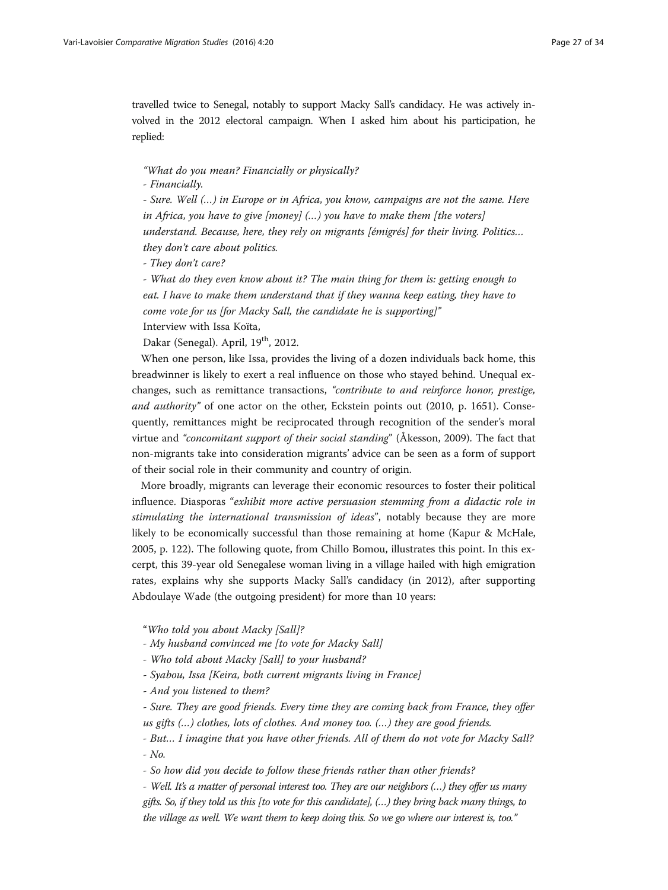travelled twice to Senegal, notably to support Macky Sall's candidacy. He was actively involved in the 2012 electoral campaign. When I asked him about his participation, he replied:

> *"What do you mean? Financially or physically?*
>
> *- Financially.*
>
> *- Sure. Well (…) in Europe or in Africa, you know, campaigns are not the same. Here in Africa, you have to give [money] (…) you have to make them [the voters] understand. Because, here, they rely on migrants [émigrés] for their living. Politics… they don't care about politics.*
>
> *- They don't care?*
>
> *- What do they even know about it? The main thing for them is: getting enough to eat. I have to make them understand that if they wanna keep eating, they have to come vote for us [for Macky Sall, the candidate he is supporting]"*
>
> Interview with Issa Koïta,
>
> Dakar (Senegal). April, 19th, 2012.

When one person, like Issa, provides the living of a dozen individuals back home, this breadwinner is likely to exert a real influence on those who stayed behind. Unequal exchanges, such as remittance transactions, *"contribute to and reinforce honor, prestige, and authority"* of one actor on the other, Eckstein points out (2010, p. 1651). Consequently, remittances might be reciprocated through recognition of the sender's moral virtue and *"concomitant support of their social standing"* (Åkesson, 2009). The fact that non-migrants take into consideration migrants' advice can be seen as a form of support of their social role in their community and country of origin.

More broadly, migrants can leverage their economic resources to foster their political influence. Diasporas "*exhibit more active persuasion stemming from a didactic role in stimulating the international transmission of ideas*", notably because they are more likely to be economically successful than those remaining at home (Kapur & McHale, 2005, p. 122). The following quote, from Chillo Bomou, illustrates this point. In this excerpt, this 39-year old Senegalese woman living in a village hailed with high emigration rates, explains why she supports Macky Sall's candidacy (in 2012), after supporting Abdoulaye Wade (the outgoing president) for more than 10 years:

> "*Who told you about Macky [Sall]?*
>
> *- My husband convinced me [to vote for Macky Sall]*
>
> *- Who told about Macky [Sall] to your husband?*
>
> *- Syabou, Issa [Keira, both current migrants living in France]*
>
> *- And you listened to them?*
>
> *- Sure. They are good friends. Every time they are coming back from France, they offer us gifts (…) clothes, lots of clothes. And money too. (…) they are good friends.*
>
> *- But… I imagine that you have other friends. All of them do not vote for Macky Sall?*
>
> *- No.*
>
> *- So how did you decide to follow these friends rather than other friends?*
>
> *- Well. It's a matter of personal interest too. They are our neighbors (…) they offer us many gifts. So, if they told us this [to vote for this candidate], (…) they bring back many things, to the village as well. We want them to keep doing this. So we go where our interest is, too."*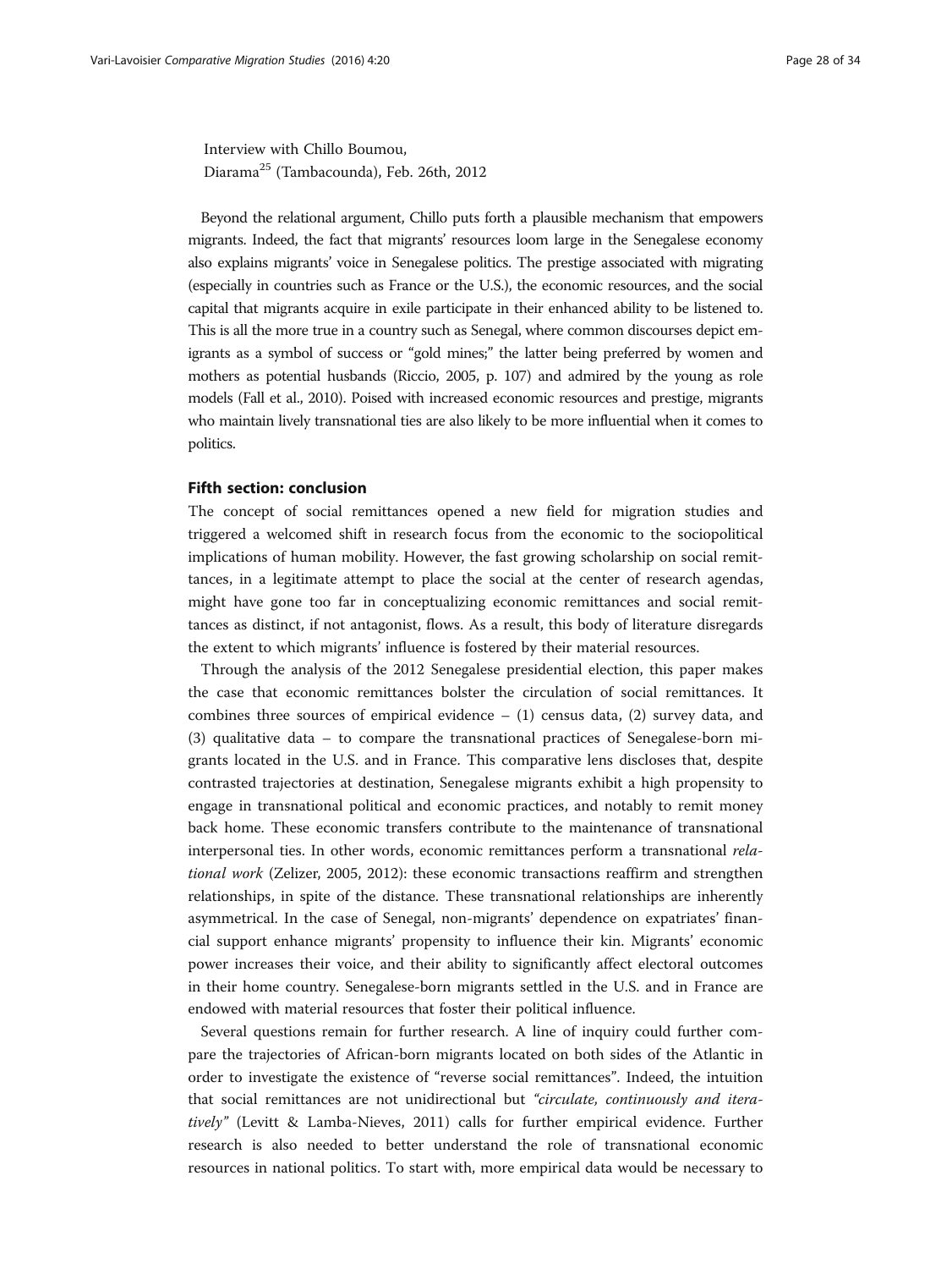Interview with Chillo Boumou,
Diarama[25] (Tambacounda), Feb. 26th, 2012

Beyond the relational argument, Chillo puts forth a plausible mechanism that empowers migrants. Indeed, the fact that migrants' resources loom large in the Senegalese economy also explains migrants' voice in Senegalese politics. The prestige associated with migrating (especially in countries such as France or the U.S.), the economic resources, and the social capital that migrants acquire in exile participate in their enhanced ability to be listened to. This is all the more true in a country such as Senegal, where common discourses depict emigrants as a symbol of success or "gold mines;" the latter being preferred by women and mothers as potential husbands (Riccio, 2005, p. 107) and admired by the young as role models (Fall et al., 2010). Poised with increased economic resources and prestige, migrants who maintain lively transnational ties are also likely to be more influential when it comes to politics.

## Fifth section: conclusion

The concept of social remittances opened a new field for migration studies and triggered a welcomed shift in research focus from the economic to the sociopolitical implications of human mobility. However, the fast growing scholarship on social remittances, in a legitimate attempt to place the social at the center of research agendas, might have gone too far in conceptualizing economic remittances and social remittances as distinct, if not antagonist, flows. As a result, this body of literature disregards the extent to which migrants' influence is fostered by their material resources.

Through the analysis of the 2012 Senegalese presidential election, this paper makes the case that economic remittances bolster the circulation of social remittances. It combines three sources of empirical evidence – (1) census data, (2) survey data, and (3) qualitative data – to compare the transnational practices of Senegalese-born migrants located in the U.S. and in France. This comparative lens discloses that, despite contrasted trajectories at destination, Senegalese migrants exhibit a high propensity to engage in transnational political and economic practices, and notably to remit money back home. These economic transfers contribute to the maintenance of transnational interpersonal ties. In other words, economic remittances perform a transnational *relational work* (Zelizer, 2005, 2012): these economic transactions reaffirm and strengthen relationships, in spite of the distance. These transnational relationships are inherently asymmetrical. In the case of Senegal, non-migrants' dependence on expatriates' financial support enhance migrants' propensity to influence their kin. Migrants' economic power increases their voice, and their ability to significantly affect electoral outcomes in their home country. Senegalese-born migrants settled in the U.S. and in France are endowed with material resources that foster their political influence.

Several questions remain for further research. A line of inquiry could further compare the trajectories of African-born migrants located on both sides of the Atlantic in order to investigate the existence of "reverse social remittances". Indeed, the intuition that social remittances are not unidirectional but *"circulate, continuously and iteratively"* (Levitt & Lamba-Nieves, 2011) calls for further empirical evidence. Further research is also needed to better understand the role of transnational economic resources in national politics. To start with, more empirical data would be necessary to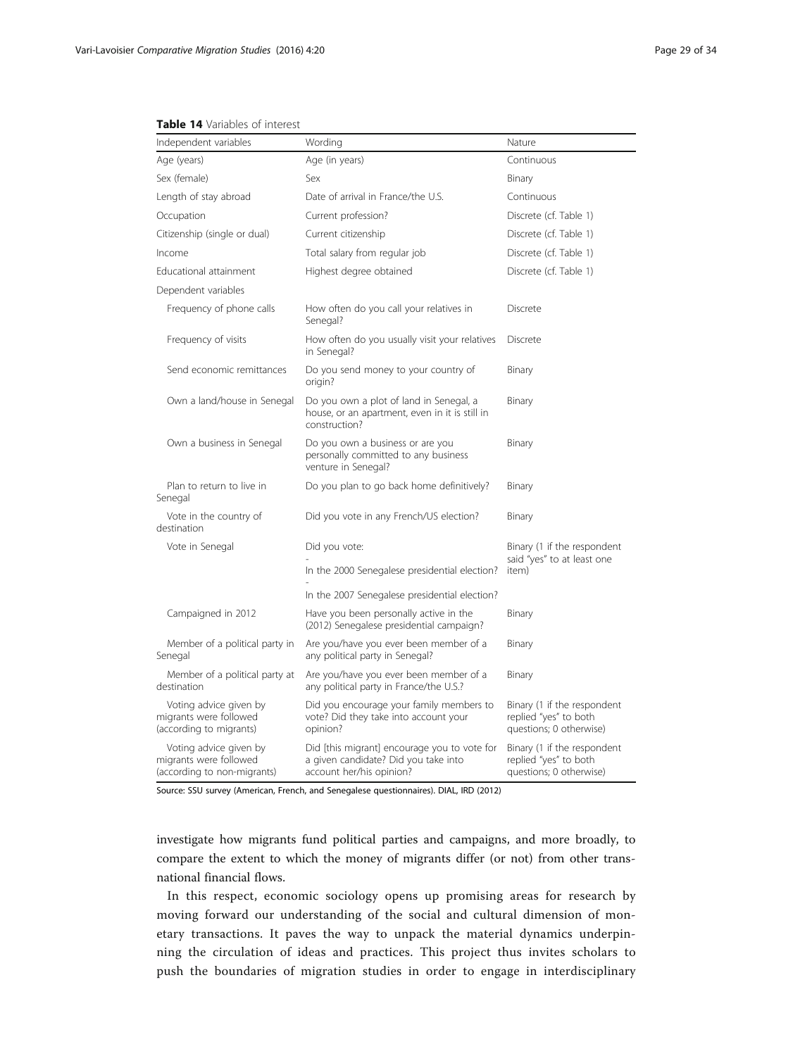**Table 14** Variables of interest

| Independent variables | Wording | Nature |
| --- | --- | --- |
| Age (years) | Age (in years) | Continuous |
| Sex (female) | Sex | Binary |
| Length of stay abroad | Date of arrival in France/the U.S. | Continuous |
| Occupation | Current profession? | Discrete (cf. Table 1) |
| Citizenship (single or dual) | Current citizenship | Discrete (cf. Table 1) |
| Income | Total salary from regular job | Discrete (cf. Table 1) |
| Educational attainment | Highest degree obtained | Discrete (cf. Table 1) |
| Dependent variables | | |
| Frequency of phone calls | How often do you call your relatives in Senegal? | Discrete |
| Frequency of visits | How often do you usually visit your relatives in Senegal? | Discrete |
| Send economic remittances | Do you send money to your country of origin? | Binary |
| Own a land/house in Senegal | Do you own a plot of land in Senegal, a house, or an apartment, even in it is still in construction? | Binary |
| Own a business in Senegal | Do you own a business or are you personally committed to any business venture in Senegal? | Binary |
| Plan to return to live in Senegal | Do you plan to go back home definitively? | Binary |
| Vote in the country of destination | Did you vote in any French/US election? | Binary |
| Vote in Senegal | Did you vote: - In the 2000 Senegalese presidential election? - In the 2007 Senegalese presidential election? | Binary (1 if the respondent said "yes" to at least one item) |
| Campaigned in 2012 | Have you been personally active in the (2012) Senegalese presidential campaign? | Binary |
| Member of a political party in Senegal | Are you/have you ever been member of a any political party in Senegal? | Binary |
| Member of a political party at destination | Are you/have you ever been member of a any political party in France/the U.S.? | Binary |
| Voting advice given by migrants were followed (according to migrants) | Did you encourage your family members to vote? Did they take into account your opinion? | Binary (1 if the respondent replied "yes" to both questions; 0 otherwise) |
| Voting advice given by migrants were followed (according to non-migrants) | Did [this migrant] encourage you to vote for a given candidate? Did you take into account her/his opinion? | Binary (1 if the respondent replied "yes" to both questions; 0 otherwise) |

Source: SSU survey (American, French, and Senegalese questionnaires). DIAL, IRD (2012)

investigate how migrants fund political parties and campaigns, and more broadly, to compare the extent to which the money of migrants differ (or not) from other transnational financial flows.

In this respect, economic sociology opens up promising areas for research by moving forward our understanding of the social and cultural dimension of monetary transactions. It paves the way to unpack the material dynamics underpinning the circulation of ideas and practices. This project thus invites scholars to push the boundaries of migration studies in order to engage in interdisciplinary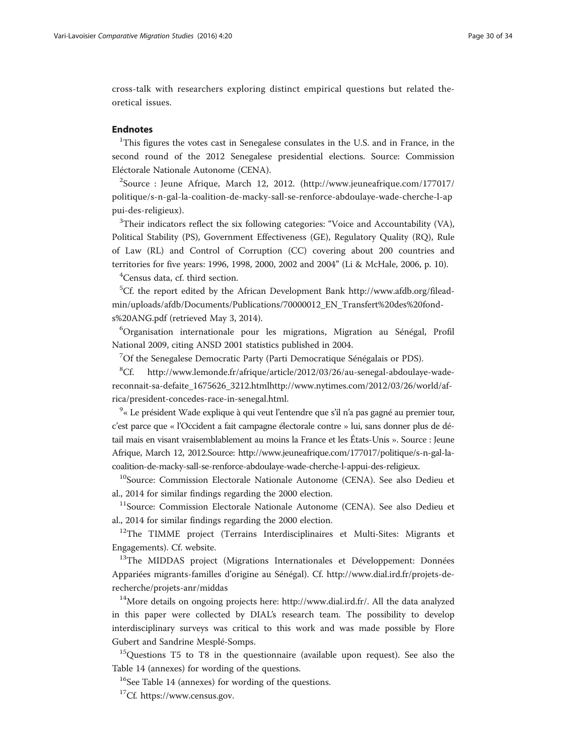cross-talk with researchers exploring distinct empirical questions but related theoretical issues.

## Endnotes

[1]This figures the votes cast in Senegalese consulates in the U.S. and in France, in the second round of the 2012 Senegalese presidential elections. Source: Commission Eléctorale Nationale Autonome (CENA).

[2]Source : Jeune Afrique, March 12, 2012. (http://www.jeuneafrique.com/177017/politique/s-n-gal-la-coalition-de-macky-sall-se-renforce-abdoulaye-wade-cherche-l-appui-des-religieux).

[3]Their indicators reflect the six following categories: "Voice and Accountability (VA), Political Stability (PS), Government Effectiveness (GE), Regulatory Quality (RQ), Rule of Law (RL) and Control of Corruption (CC) covering about 200 countries and territories for five years: 1996, 1998, 2000, 2002 and 2004" (Li & McHale, 2006, p. 10).

[4]Census data, cf. third section.

[5]Cf. the report edited by the African Development Bank http://www.afdb.org/fileadmin/uploads/afdb/Documents/Publications/70000012_EN_Transfert%20des%20fonds%20ANG.pdf (retrieved May 3, 2014).

[6]Organisation internationale pour les migrations, Migration au Sénégal, Profil National 2009, citing ANSD 2001 statistics published in 2004.

[7]Of the Senegalese Democratic Party (Parti Democratique Sénégalais or PDS).

[8]Cf. http://www.lemonde.fr/afrique/article/2012/03/26/au-senegal-abdoulaye-wade-reconnait-sa-defaite_1675626_3212.htmlhttp://www.nytimes.com/2012/03/26/world/africa/president-concedes-race-in-senegal.html.

[9]« Le président Wade explique à qui veut l'entendre que s'il n'a pas gagné au premier tour, c'est parce que « l'Occident a fait campagne électorale contre » lui, sans donner plus de détail mais en visant vraisemblablement au moins la France et les États-Unis ». Source : Jeune Afrique, March 12, 2012.Source: http://www.jeuneafrique.com/177017/politique/s-n-gal-la-coalition-de-macky-sall-se-renforce-abdoulaye-wade-cherche-l-appui-des-religieux.

[10]Source: Commission Electorale Nationale Autonome (CENA). See also Dedieu et al., 2014 for similar findings regarding the 2000 election.

[11]Source: Commission Electorale Nationale Autonome (CENA). See also Dedieu et al., 2014 for similar findings regarding the 2000 election.

[12]The TIMME project (Terrains Interdisciplinaires et Multi-Sites: Migrants et Engagements). Cf. website.

[13]The MIDDAS project (Migrations Internationales et Développement: Données Appariées migrants-familles d'origine au Sénégal). Cf. http://www.dial.ird.fr/projets-de-recherche/projets-anr/middas

[14]More details on ongoing projects here: http://www.dial.ird.fr/. All the data analyzed in this paper were collected by DIAL's research team. The possibility to develop interdisciplinary surveys was critical to this work and was made possible by Flore Gubert and Sandrine Mesplé-Somps.

[15]Questions T5 to T8 in the questionnaire (available upon request). See also the Table 14 (annexes) for wording of the questions.

[16]See Table 14 (annexes) for wording of the questions.

[17]Cf. https://www.census.gov.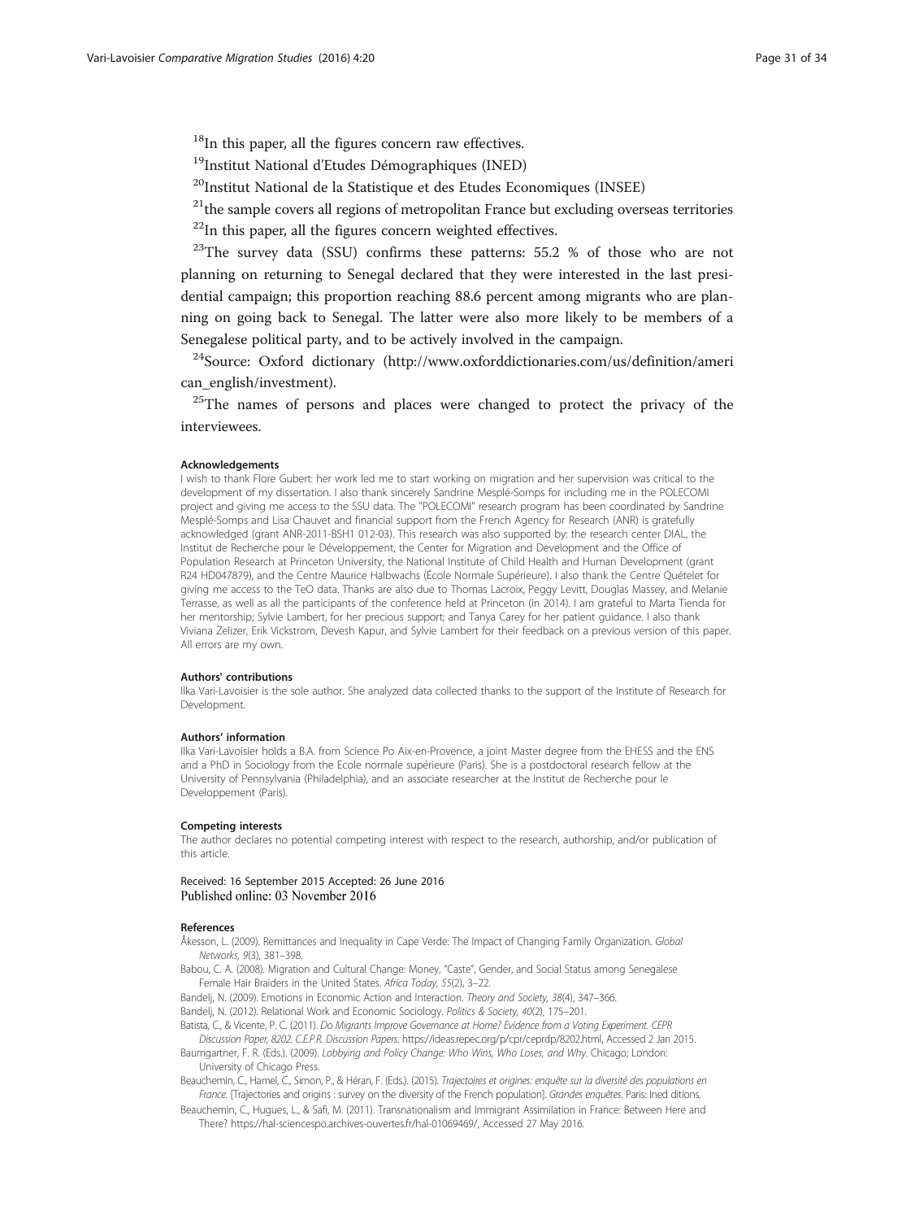[18]In this paper, all the figures concern raw effectives.

[19]Institut National d'Etudes Démographiques (INED)

[20]Institut National de la Statistique et des Etudes Economiques (INSEE)

[21]the sample covers all regions of metropolitan France but excluding overseas territories

[22]In this paper, all the figures concern weighted effectives.

[23]The survey data (SSU) confirms these patterns: 55.2 % of those who are not planning on returning to Senegal declared that they were interested in the last presidential campaign; this proportion reaching 88.6 percent among migrants who are planning on going back to Senegal. The latter were also more likely to be members of a Senegalese political party, and to be actively involved in the campaign.

[24]Source: Oxford dictionary (http://www.oxforddictionaries.com/us/definition/american_english/investment).

[25]The names of persons and places were changed to protect the privacy of the interviewees.

#### Acknowledgements

I wish to thank Flore Gubert: her work led me to start working on migration and her supervision was critical to the development of my dissertation. I also thank sincerely Sandrine Mesplé-Somps for including me in the POLECOMI project and giving me access to the SSU data. The "POLECOMI" research program has been coordinated by Sandrine Mesplé-Somps and Lisa Chauvet and financial support from the French Agency for Research (ANR) is gratefully acknowledged (grant ANR-2011-BSH1 012-03). This research was also supported by: the research center DIAL, the Institut de Recherche pour le Développement, the Center for Migration and Development and the Office of Population Research at Princeton University, the National Institute of Child Health and Human Development (grant R24 HD047879), and the Centre Maurice Halbwachs (École Normale Supérieure). I also thank the Centre Quételet for giving me access to the TeO data. Thanks are also due to Thomas Lacroix, Peggy Levitt, Douglas Massey, and Melanie Terrasse, as well as all the participants of the conference held at Princeton (in 2014). I am grateful to Marta Tienda for her mentorship; Sylvie Lambert, for her precious support; and Tanya Carey for her patient guidance. I also thank Viviana Zelizer, Erik Vickstrom, Devesh Kapur, and Sylvie Lambert for their feedback on a previous version of this paper. All errors are my own.

#### Authors' contributions

Ilka Vari-Lavoisier is the sole author. She analyzed data collected thanks to the support of the Institute of Research for Development.

#### Authors' information

Ilka Vari-Lavoisier holds a B.A. from Science Po Aix-en-Provence, a joint Master degree from the EHESS and the ENS and a PhD in Sociology from the Ecole normale supérieure (Paris). She is a postdoctoral research fellow at the University of Pennsylvania (Philadelphia), and an associate researcher at the Institut de Recherche pour le Developpement (Paris).

#### Competing interests

The author declares no potential competing interest with respect to the research, authorship, and/or publication of this article.

Received: 16 September 2015 Accepted: 26 June 2016
Published online: 03 November 2016

#### References

Åkesson, L. (2009). Remittances and Inequality in Cape Verde: The Impact of Changing Family Organization. *Global Networks, 9*(3), 381–398.

Babou, C. A. (2008). Migration and Cultural Change: Money, "Caste", Gender, and Social Status among Senegalese Female Hair Braiders in the United States. *Africa Today, 55*(2), 3–22.

Bandelj, N. (2009). Emotions in Economic Action and Interaction. *Theory and Society, 38*(4), 347–366.

Bandelj, N. (2012). Relational Work and Economic Sociology. *Politics & Society, 40*(2), 175–201.

Batista, C., & Vicente, P. C. (2011). *Do Migrants Improve Governance at Home? Evidence from a Voting Experiment. CEPR Discussion Paper, 8202. C.E.P.R. Discussion Papers*. https://ideas.repec.org/p/cpr/ceprdp/8202.html, Accessed 2 Jan 2015.

Baumgartner, F. R. (Eds.). (2009). *Lobbying and Policy Change: Who Wins, Who Loses, and Why*. Chicago; London: University of Chicago Press.

Beauchemin, C., Hamel, C., Simon, P., & Héran, F. (Eds.). (2015). *Trajectoires et origines: enquête sur la diversité des populations en France*. [Trajectories and origins : survey on the diversity of the French population]. *Grandes enquêtes*. Paris: Ined ditions.

Beauchemin, C., Hugues, L., & Safi, M. (2011). Transnationalism and Immigrant Assimilation in France: Between Here and There? https://hal-sciencespo.archives-ouvertes.fr/hal-01069469/, Accessed 27 May 2016.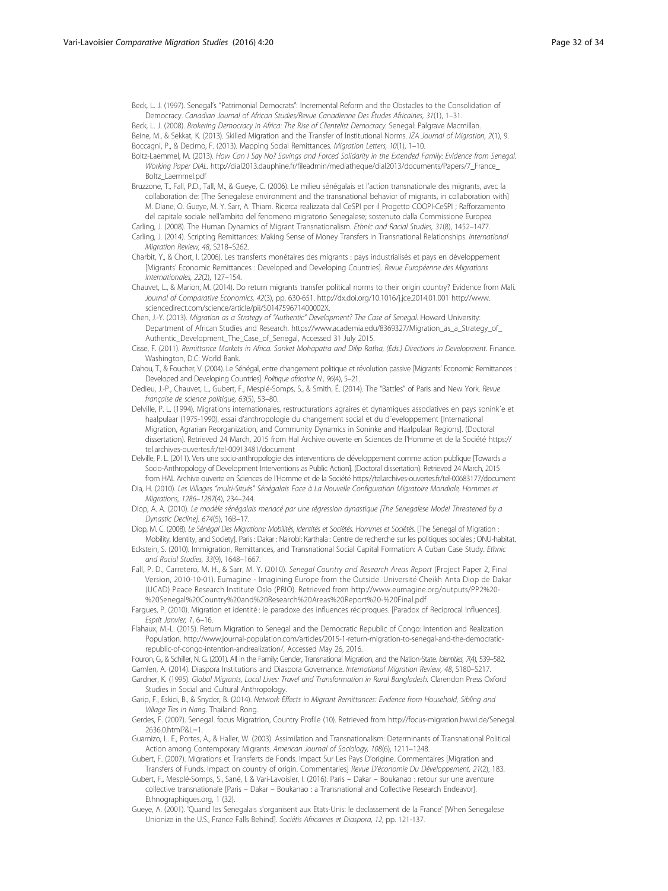Beck, L. J. (1997). Senegal's "Patrimonial Democrats": Incremental Reform and the Obstacles to the Consolidation of Democracy. *Canadian Journal of African Studies/Revue Canadienne Des Études Africaines, 31*(1), 1–31.

Beck, L. J. (2008). *Brokering Democracy in Africa: The Rise of Clientelist Democracy*. Senegal: Palgrave Macmillan.

Beine, M., & Sekkat, K. (2013). Skilled Migration and the Transfer of Institutional Norms. *IZA Journal of Migration, 2*(1), 9.

Boccagni, P., & Decimo, F. (2013). Mapping Social Remittances. *Migration Letters, 10*(1), 1–10.

Boltz-Laemmel, M. (2013). *How Can I Say No? Savings and Forced Solidarity in the Extended Family: Evidence from Senegal. Working Paper DIAL*. http://dial2013.dauphine.fr/fileadmin/mediatheque/dial2013/documents/Papers/7_France_Boltz_Laemmel.pdf

Bruzzone, T., Fall, P.D., Tall, M., & Gueye, C. (2006). Le milieu sénégalais et l'action transnationale des migrants, avec la collaboration de: [The Senegalese environment and the transnational behavior of migrants, in collaboration with] M. Diane, O. Gueye, M. Y. Sarr, A. Thiam. Ricerca realizzata dal CeSPI per il Progetto COOPI-CeSPI ; Rafforzamento del capitale sociale nell'ambito del fenomeno migratorio Senegalese; sostenuto dalla Commissione Europea

Carling, J. (2008). The Human Dynamics of Migrant Transnationalism. *Ethnic and Racial Studies, 31*(8), 1452–1477.

Carling, J. (2014). Scripting Remittances: Making Sense of Money Transfers in Transnational Relationships. *International Migration Review, 48*, S218–S262.

Charbit, Y., & Chort, I. (2006). Les transferts monétaires des migrants : pays industrialisés et pays en développement [Migrants' Economic Remittances : Developed and Developing Countries]. *Revue Européenne des Migrations Internationales, 22*(2), 127–154.

Chauvet, L., & Marion, M. (2014). Do return migrants transfer political norms to their origin country? Evidence from Mali. *Journal of Comparative Economics, 42*(3), pp. 630-651. http://dx.doi.org/10.1016/j.jce.2014.01.001 http://www.sciencedirect.com/science/article/pii/S014759671400002X.

Chen, J.-Y. (2013). *Migration as a Strategy of "Authentic" Development? The Case of Senegal*. Howard University: Department of African Studies and Research. https://www.academia.edu/8369327/Migration_as_a_Strategy_of_Authentic_Development_The_Case_of_Senegal, Accessed 31 July 2015.

Cisse, F. (2011). *Remittance Markets in Africa. Sanket Mohapatra and Dilip Ratha, (Eds.) Directions in Development*. Finance. Washington, D.C: World Bank.

Dahou, T., & Foucher, V. (2004). Le Sénégal, entre changement politique et révolution passive [Migrants' Economic Remittances : Developed and Developing Countries]. *Politique africaine N , 96*(4), 5–21.

Dedieu, J.-P., Chauvet, L., Gubert, F., Mesplé-Somps, S., & Smith, É. (2014). The "Battles" of Paris and New York. *Revue française de science politique, 63*(5), 53–80.

Delville, P. L. (1994). Migrations internationales, restructurations agraires et dynamiques associatives en pays sonink´e et haalpulaar (1975-1990), essai d'anthropologie du changement social et du d´eveloppement [International Migration, Agrarian Reorganization, and Community Dynamics in Soninke and Haalpulaar Regions]. (Doctoral dissertation). Retrieved 24 March, 2015 from Hal Archive ouverte en Sciences de l'Homme et de la Société https://tel.archives-ouvertes.fr/tel-00913481/document

Delville, P. L. (2011). Vers une socio-anthropologie des interventions de développement comme action publique [Towards a Socio-Anthropology of Development Interventions as Public Action]. (Doctoral dissertation). Retrieved 24 March, 2015 from HAL Archive ouverte en Sciences de l'Homme et de la Société https://tel.archives-ouvertes.fr/tel-00683177/document

Dia, H. (2010). *Les Villages "multi-Situés" Sénégalais Face à La Nouvelle Configuration Migratoire Mondiale, Hommes et Migrations, 1286–1287*(4), 234–244.

Diop, A. A. (2010). *Le modèle sénégalais menacé par une régression dynastique [The Senegalese Model Threatened by a Dynastic Decline]. 674*(5), 16B–17.

Diop, M. C. (2008). *Le Sénégal Des Migrations: Mobilités, Identités et Sociétés. Hommes et Sociétés*. [The Senegal of Migration : Mobility, Identity, and Society]. Paris : Dakar : Nairobi: Karthala : Centre de recherche sur les politiques sociales ; ONU-habitat.

Eckstein, S. (2010). Immigration, Remittances, and Transnational Social Capital Formation: A Cuban Case Study. *Ethnic and Racial Studies, 33*(9), 1648–1667.

Fall, P. D., Carretero, M. H., & Sarr, M. Y. (2010). *Senegal Country and Research Areas Report* (Project Paper 2, Final Version, 2010-10-01). Eumagine - Imagining Europe from the Outside. Université Cheikh Anta Diop de Dakar (UCAD) Peace Research Institute Oslo (PRIO). Retrieved from http://www.eumagine.org/outputs/PP2%20-%20Senegal%20Country%20and%20Research%20Areas%20Report%20-%20Final.pdf

Fargues, P. (2010). Migration et identité : le paradoxe des influences réciproques. [Paradox of Reciprocal Influences]. *Esprit Janvier, 1*, 6–16.

Flahaux, M.-L. (2015). Return Migration to Senegal and the Democratic Republic of Congo: Intention and Realization. Population. http://www.journal-population.com/articles/2015-1-return-migration-to-senegal-and-the-democratic-republic-of-congo-intention-andrealization/, Accessed May 26, 2016.

Fouron, G., & Schiller, N. G. (2001). All in the Family: Gender, Transnational Migration, and the Nation-State. *Identities, 7*(4), 539–582.

Gamlen, A. (2014). Diaspora Institutions and Diaspora Governance. *International Migration Review, 48*, S180–S217.

Gardner, K. (1995). *Global Migrants, Local Lives: Travel and Transformation in Rural Bangladesh*. Clarendon Press Oxford Studies in Social and Cultural Anthropology.

Garip, F., Eskici, B., & Snyder, B. (2014). *Network Effects in Migrant Remittances: Evidence from Household, Sibling and Village Ties in Nang*. Thailand: Rong.

Gerdes, F. (2007). Senegal. focus Migratrion, Country Profile (10). Retrieved from http://focus-migration.hwwi.de/Senegal.2636.0.html?&L=1.

Guarnizo, L. E., Portes, A., & Haller, W. (2003). Assimilation and Transnationalism: Determinants of Transnational Political Action among Contemporary Migrants. *American Journal of Sociology, 108*(6), 1211–1248.

Gubert, F. (2007). Migrations et Transferts de Fonds. Impact Sur Les Pays D'origine. Commentaires [Migration and Transfers of Funds. Impact on country of origin. Commentaries] *Revue D'économie Du Développement, 21*(2), 183.

Gubert, F., Mesplé-Somps, S., Sané, I. & Vari-Lavoisier, I. (2016). Paris – Dakar – Boukanao : retour sur une aventure collective transnationale [Paris – Dakar – Boukanao : a Transnational and Collective Research Endeavor]. Ethnographiques.org, 1 (32).

Gueye, A. (2001). 'Quand les Senegalais s'organisent aux Etats-Unis: le declassement de la France' [When Senegalese Unionize in the U.S., France Falls Behind]. *Sociétis Africaines et Diaspora, 12*, pp. 121-137.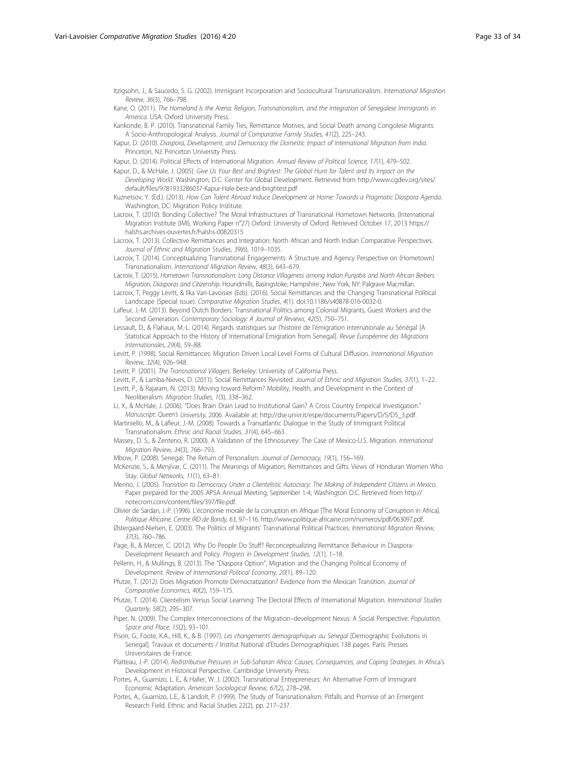Itzigsohn, J., & Saucedo, S. G. (2002). Immigrant Incorporation and Sociocultural Transnationalism. *International Migration Review, 36*(3), 766–798.

Kane, O. (2011). *The Homeland Is the Arena: Religion, Transnationalism, and the Integration of Senegalese Immigrants in America*. USA: Oxford University Press.

Kankonde, B. P. (2010). Transnational Family Ties, Remittance Motives, and Social Death among Congolese Migrants: A Socio-Anthropological Analysis. *Journal of Comparative Family Studies, 41*(2), 225–243.

Kapur, D. (2010). *Diaspora, Development, and Democracy the Domestic Impact of International Migration from India*. Princeton, NJ: Princeton University Press.

Kapur, D. (2014). Political Effects of International Migration. *Annual Review of Political Science, 17*(1), 479–502.

Kapur, D., & McHale, J. (2005). *Give Us Your Best and Brightest: The Global Hunt for Talent and Its Impact on the Developing World*. Washington, D.C: Center for Global Development. Retrieved from http://www.cgdev.org/sites/default/files/9781933286037-Kapur-Hale-best-and-brightest.pdf

Kuznetsov, Y. (Ed.). (2013). *How Can Talent Abroad Induce Development at Home: Towards a Pragmatic Diaspora Agenda*. Washington, DC: Migration Policy Institute.

Lacroix, T. (2010). Bonding Collective? The Moral Infrastructures of Transnational Hometown Networks. (International Migration Institute (IMI), Working Paper n°27) Oxford: University of Oxford. Retrieved October 17, 2013 https://halshs.archives-ouvertes.fr/halshs-00820315

Lacroix, T. (2013). Collective Remittances and Integration: North African and North Indian Comparative Perspectives. *Journal of Ethnic and Migration Studies, 39*(6), 1019–1035.

Lacroix, T. (2014). Conceptualizing Transnational Engagements: A Structure and Agency Perspective on (Hometown) Transnationalism. *International Migration Review, 48*(3), 643–679.

Lacroix, T. (2015). *Hometown Transnationalism: Long Distance Villageness among Indian Punjabis and North African Berbers. Migration, Diasporas and Citizenship*. Houndmills, Basingstoke, Hampshire ; New York, NY: Palgrave Macmillan.

Lacroix, T, Peggy Levitt, & Ilka Vari-Lavoisier (Eds). (2016). Social Remittances and the Changing Transnational Political Landscape (Special issue). *Comparative Migration Studies*, *4*(1). doi:10.1186/s40878-016-0032-0.

Lafleur, J.-M. (2013). Beyond Dutch Borders: Transnational Politics among Colonial Migrants, Guest Workers and the Second Generation. *Contemporary Sociology: A Journal of Reviews, 42*(5), 750–751.

Lessault, D., & Flahaux, M.-L. (2014). Regards statistiques sur l'histoire de l'émigration internationale au Sénégal [A Statistical Approach to the History of International Emigration from Senegal]. *Revue Européenne des Migrations Internationales*, *29*(4), 59–88.

Levitt, P. (1998). Social Remittances: Migration Driven Local-Level Forms of Cultural Diffusion. *International Migration Review, 32*(4), 926–948.

Levitt, P. (2001). *The Transnational Villagers*. Berkeley: University of California Press.

Levitt, P., & Lamba-Nieves, D. (2011). Social Remittances Revisited. *Journal of Ethnic and Migration Studies, 37*(1), 1–22.

Levitt, P., & Rajaram, N. (2013). Moving toward Reform? Mobility, Health, and Development in the Context of Neoliberalism. *Migration Studies, 1*(3), 338–362.

Li, X., & McHale, J. (2006). "Does Brain Drain Lead to Institutional Gain? A Cross Country Empirical Investigation." *Manuscript: Queen's University*, 2006. Available at: http://dse.univr.it/espe/documents/Papers/D/5/D5_3.pdf.

Martiniello, M., & Lafleur, J.-M. (2008). Towards a Transatlantic Dialogue in the Study of Immigrant Political Transnationalism. *Ethnic and Racial Studies, 31*(4), 645–663.

Massey, D. S., & Zenteno, R. (2000). A Validation of the Ethnosurvey: The Case of Mexico-U.S. Migration. *International Migration Review, 34*(3), 766–793.

Mbow, P. (2008). Senegal: The Return of Personalism. *Journal of Democracy, 19*(1), 156–169.

McKenzie, S., & Menjívar, C. (2011). The Meanings of Migration, Remittances and Gifts: Views of Honduran Women Who Stay. *Global Networks, 11*(1), 63–81.

Merino, J. (2005). *Transition to Democracy Under a Clientelistic Autocracy: The Making of Independent Citizens in Mexico*. Paper prepared for the 2005 APSA Annual Meeting, September 1-4, Washington D.C. Retrieved from http://notecrom.com/content/files/397/file.pdf.

Olivier de Sardan, J.-P. (1996). L'économie morale de la corruption en Afrique [The Moral Economy of Corruption in Africa]. *Politique Africaine. Centre IRD de Bondy, 63*, 97–116. http://www.politique-africaine.com/numeros/pdf/063097.pdf.

Østergaard-Nielsen, E. (2003). The Politics of Migrants' Transnational Political Practices. *International Migration Review, 37*(3), 760–786.

Page, B., & Mercer, C. (2012). Why Do People Do Stuff? Reconceptualizing Remittance Behaviour in Diaspora-Development Research and Policy. *Progress in Development Studies, 12*(1), 1–18.

Pellerin, H., & Mullings, B. (2013). The "Diaspora Option", Migration and the Changing Political Economy of Development. *Review of International Political Economy, 20*(1), 89–120.

Pfutze, T. (2012). Does Migration Promote Democratization? Evidence from the Mexican Transition. *Journal of Comparative Economics, 40*(2), 159–175.

Pfutze, T. (2014). Clientelism Versus Social Learning: The Electoral Effects of International Migration. *International Studies Quarterly, 58*(2), 295–307.

Piper, N. (2009). The Complex Interconnections of the Migration–development Nexus: A Social Perspective. *Population, Space and Place, 15*(2), 93–101.

Pison, G., Foote, K.A., Hill, K., & B. (1997). *Les changements demographiques au Senegal* [Demographic Evolutions in Senegal]. Travaux et documents / Institut National d'Etudes Demographiques 138 pages. Paris: Presses Universitaires de France.

Platteau, J.-P. (2014). *Redistributive Pressures in Sub-Saharan Africa: Causes, Consequences, and Coping Strategies. In* Africa's Development in Historical Perspective. Cambridge University Press.

Portes, A., Guarnizo, L. E., & Haller, W. J. (2002). Transnational Entrepreneurs: An Alternative Form of Immigrant Economic Adaptation. *American Sociological Review, 67*(2), 278–298.

Portes, A., Guarnizo, L.E., & Landolt, P. (1999). The Study of Transnationalism: Pitfalls and Promise of an Emergent Research Field. Ethnic and Racial Studies 22(2), pp. 217–237.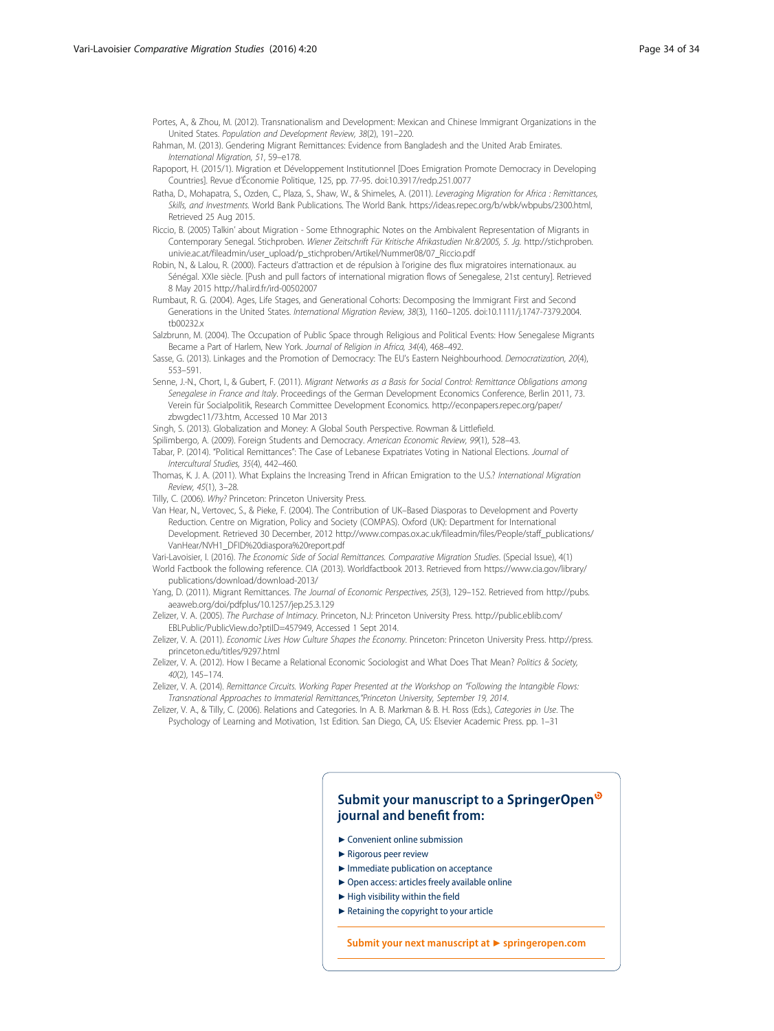Portes, A., & Zhou, M. (2012). Transnationalism and Development: Mexican and Chinese Immigrant Organizations in the United States. *Population and Development Review, 38*(2), 191–220.

Rahman, M. (2013). Gendering Migrant Remittances: Evidence from Bangladesh and the United Arab Emirates. *International Migration, 51*, 59–e178.

Rapoport, H. (2015/1). Migration et Développement Institutionnel [Does Emigration Promote Democracy in Developing Countries]. Revue d'Économie Politique, 125, pp. 77-95. doi:10.3917/redp.251.0077

Ratha, D., Mohapatra, S., Ozden, C., Plaza, S., Shaw, W., & Shimeles, A. (2011). *Leveraging Migration for Africa : Remittances, Skills, and Investments.* World Bank Publications. The World Bank. https://ideas.repec.org/b/wbk/wbpubs/2300.html, Retrieved 25 Aug 2015.

Riccio, B. (2005) Talkin' about Migration - Some Ethnographic Notes on the Ambivalent Representation of Migrants in Contemporary Senegal. Stichproben. *Wiener Zeitschrift Für Kritische Afrikastudien Nr.8/2005, 5. Jg.* http://stichproben.univie.ac.at/fileadmin/user_upload/p_stichproben/Artikel/Nummer08/07_Riccio.pdf

Robin, N., & Lalou, R. (2000). Facteurs d'attraction et de répulsion à l'origine des flux migratoires internationaux. au Sénégal. XXIe siècle. [Push and pull factors of international migration flows of Senegalese, 21st century]. Retrieved 8 May 2015 http://hal.ird.fr/ird-00502007

Rumbaut, R. G. (2004). Ages, Life Stages, and Generational Cohorts: Decomposing the Immigrant First and Second Generations in the United States. *International Migration Review, 38*(3), 1160–1205. doi:10.1111/j.1747-7379.2004.tb00232.x

Salzbrunn, M. (2004). The Occupation of Public Space through Religious and Political Events: How Senegalese Migrants Became a Part of Harlem, New York. *Journal of Religion in Africa, 34*(4), 468–492.

Sasse, G. (2013). Linkages and the Promotion of Democracy: The EU's Eastern Neighbourhood. *Democratization, 20*(4), 553–591.

Senne, J.-N., Chort, I., & Gubert, F. (2011). *Migrant Networks as a Basis for Social Control: Remittance Obligations among Senegalese in France and Italy*. Proceedings of the German Development Economics Conference, Berlin 2011, 73. Verein für Socialpolitik, Research Committee Development Economics. http://econpapers.repec.org/paper/zbwgdec11/73.htm, Accessed 10 Mar 2013

Singh, S. (2013). Globalization and Money: A Global South Perspective. Rowman & Littlefield.

Spilimbergo, A. (2009). Foreign Students and Democracy. *American Economic Review, 99*(1), 528–43.

Tabar, P. (2014). "Political Remittances": The Case of Lebanese Expatriates Voting in National Elections. *Journal of Intercultural Studies, 35*(4), 442–460.

Thomas, K. J. A. (2011). What Explains the Increasing Trend in African Emigration to the U.S.? *International Migration Review, 45*(1), 3–28.

Tilly, C. (2006). *Why?* Princeton: Princeton University Press.

Van Hear, N., Vertovec, S., & Pieke, F. (2004). The Contribution of UK–Based Diasporas to Development and Poverty Reduction. Centre on Migration, Policy and Society (COMPAS). Oxford (UK): Department for International Development. Retrieved 30 December, 2012 http://www.compas.ox.ac.uk/fileadmin/files/People/staff_publications/VanHear/NVH1_DFID%20diaspora%20report.pdf

Vari-Lavoisier, I. (2016). *The Economic Side of Social Remittances. Comparative Migration Studies.* (Special Issue), 4(1)

World Factbook the following reference. CIA (2013). Worldfactbook 2013. Retrieved from https://www.cia.gov/library/publications/download/download-2013/

Yang, D. (2011). Migrant Remittances. *The Journal of Economic Perspectives, 25*(3), 129–152. Retrieved from http://pubs.aeaweb.org/doi/pdfplus/10.1257/jep.25.3.129

Zelizer, V. A. (2005). *The Purchase of Intimacy.* Princeton, N.J: Princeton University Press. http://public.eblib.com/EBLPublic/PublicView.do?ptiID=457949, Accessed 1 Sept 2014.

Zelizer, V. A. (2011). *Economic Lives How Culture Shapes the Economy.* Princeton: Princeton University Press. http://press.princeton.edu/titles/9297.html

Zelizer, V. A. (2012). How I Became a Relational Economic Sociologist and What Does That Mean? *Politics & Society, 40*(2), 145–174.

Zelizer, V. A. (2014). *Remittance Circuits. Working Paper Presented at the Workshop on "Following the Intangible Flows: Transnational Approaches to Immaterial Remittances,"Princeton University, September 19, 2014.*

Zelizer, V. A., & Tilly, C. (2006). Relations and Categories. In A. B. Markman & B. H. Ross (Eds.), *Categories in Use*. The Psychology of Learning and Motivation, 1st Edition. San Diego, CA, US: Elsevier Academic Press. pp. 1–31

**Submit your manuscript to a SpringerOpen journal and benefit from:**

- ► Convenient online submission
- ► Rigorous peer review
- ► Immediate publication on acceptance
- ► Open access: articles freely available online
- ► High visibility within the field
- ► Retaining the copyright to your article

**Submit your next manuscript at ► springeropen.com**